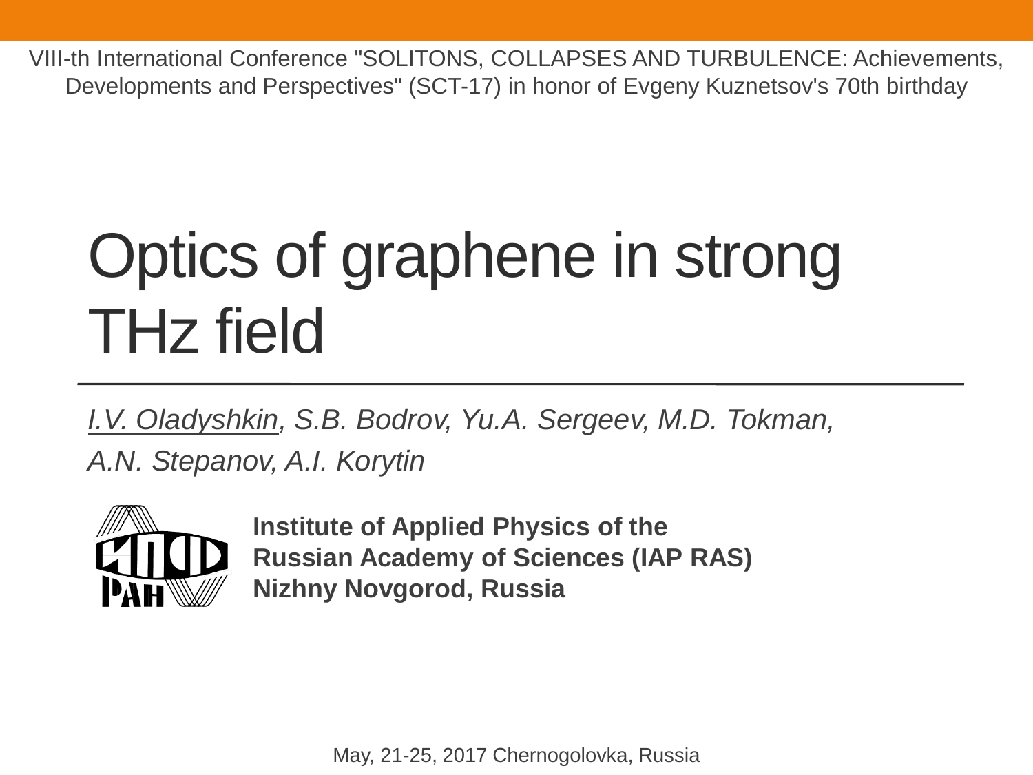VIII-th International Conference "SOLITONS, COLLAPSES AND TURBULENCE: Achievements, Developments and Perspectives" (SCT-17) in honor of Evgeny Kuznetsov's 70th birthday

# Optics of graphene in strong THz field

*I.V. Oladyshkin, S.B. Bodrov, Yu.A. Sergeev, M.D. Tokman, A.N. Stepanov, A.I. Korytin*

**Institute of Applied Physics of the Russian Academy of Sciences (IAP RAS)**
**Nizhny Novgorod, Russia**

May, 21-25, 2017 Chernogolovka, Russia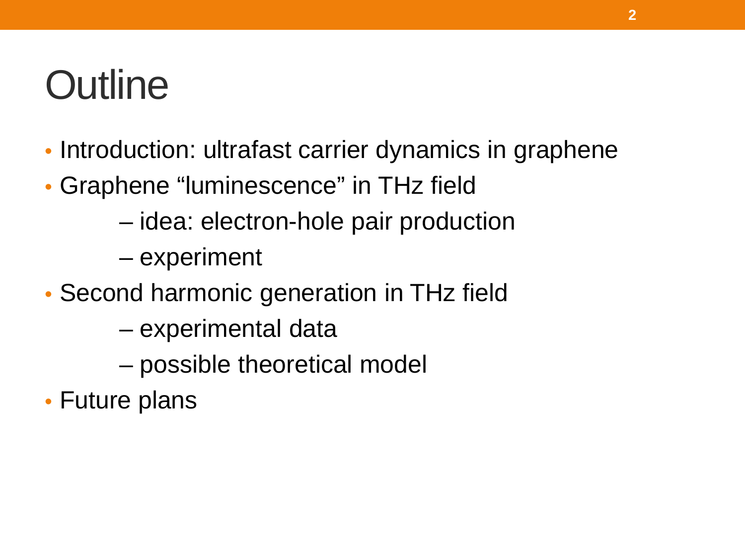# Outline

- Introduction: ultrafast carrier dynamics in graphene
- Graphene “luminescence” in THz field
  - idea: electron-hole pair production
  - experiment
- Second harmonic generation in THz field
  - experimental data
  - possible theoretical model
- Future plans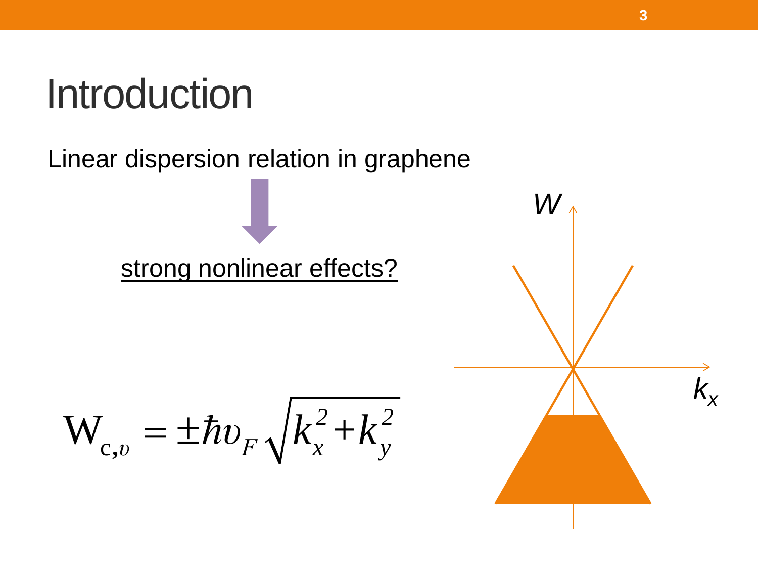# Introduction

Linear dispersion relation in graphene

strong nonlinear effects?

$$W_{c,\upsilon} = \pm \hbar \upsilon_F \sqrt{k_x^2 + k_y^2}$$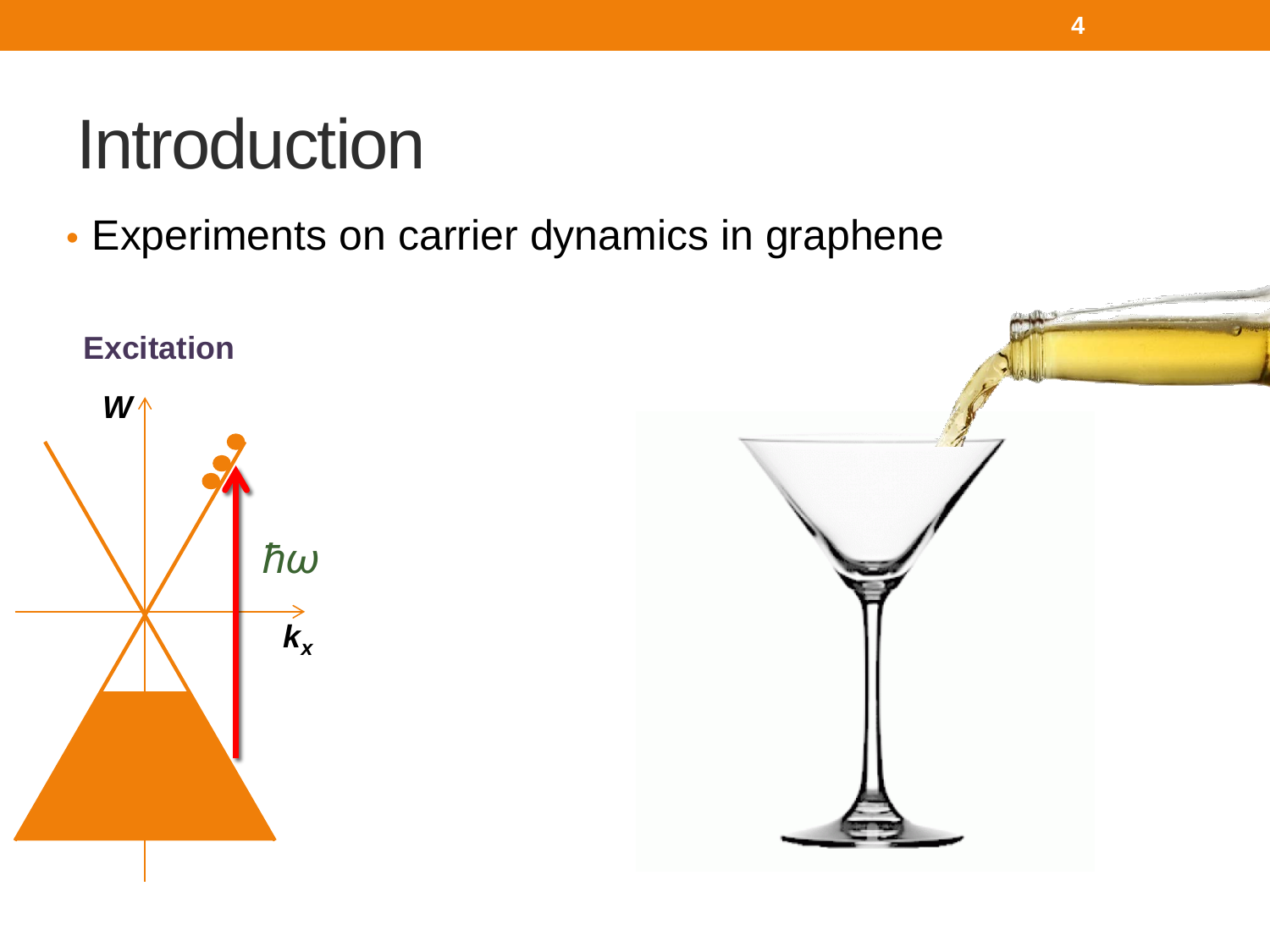# Introduction

- Experiments on carrier dynamics in graphene

**Excitation**

$W$

$\hbar\omega$

$k_x$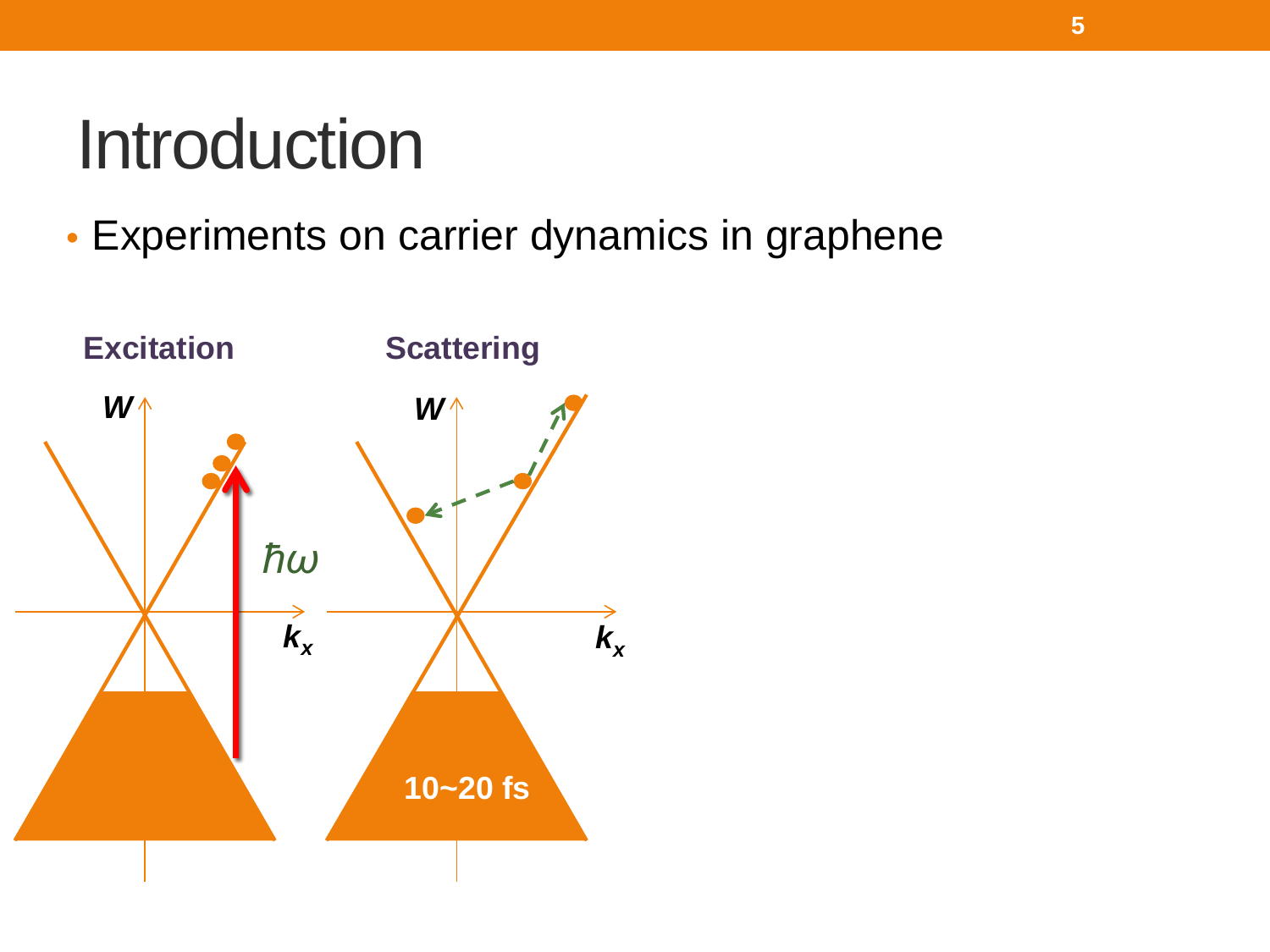# Introduction

- Experiments on carrier dynamics in graphene

**Excitation**

$W$

$\hbar\omega$

$k_x$

**Scattering**

$W$

$k_x$

**10~20 fs**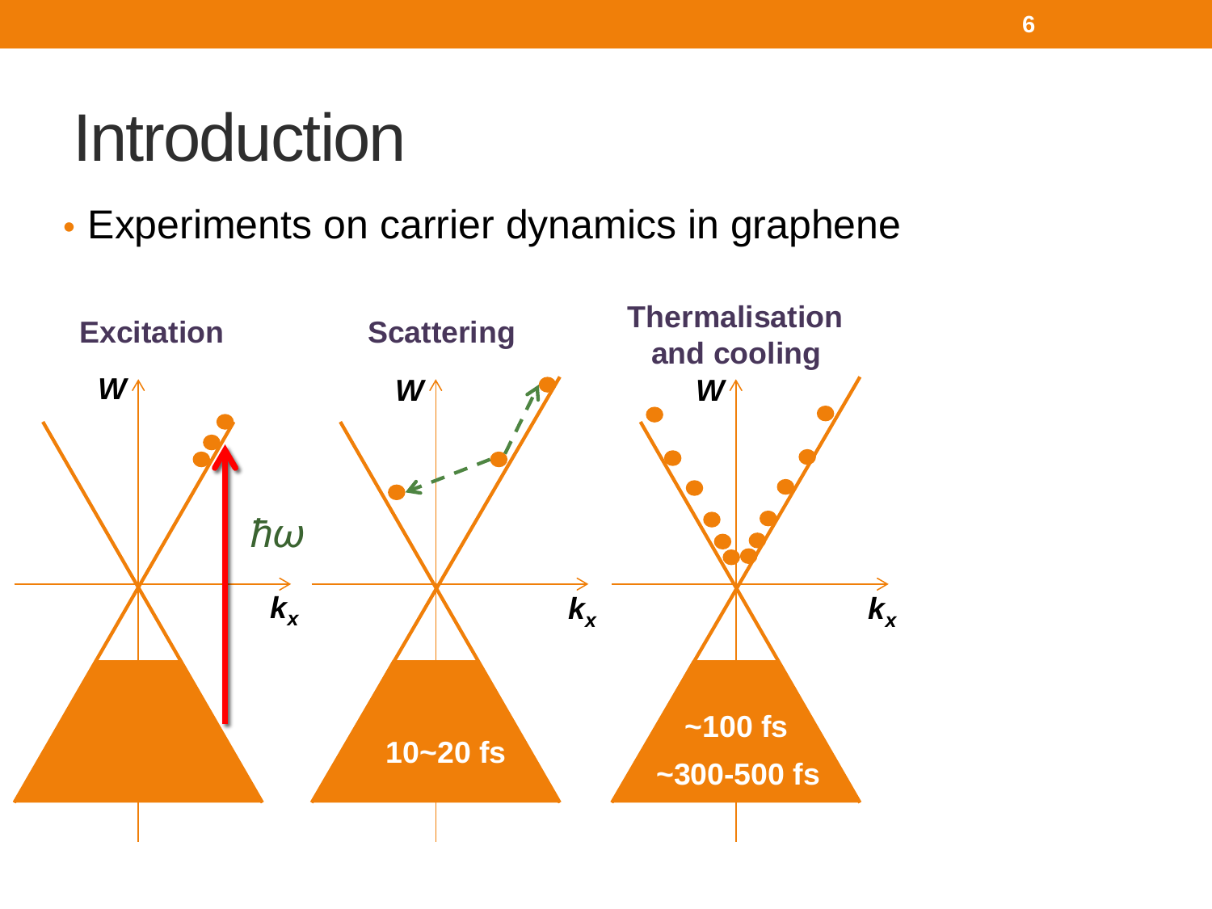# Introduction

- Experiments on carrier dynamics in graphene

**Excitation**

$W$

$\hbar\omega$

$k_x$

**Scattering**

$W$

$k_x$

**10~20 fs**

**Thermalisation and cooling**

$W$

$k_x$

**~100 fs**

**~300-500 fs**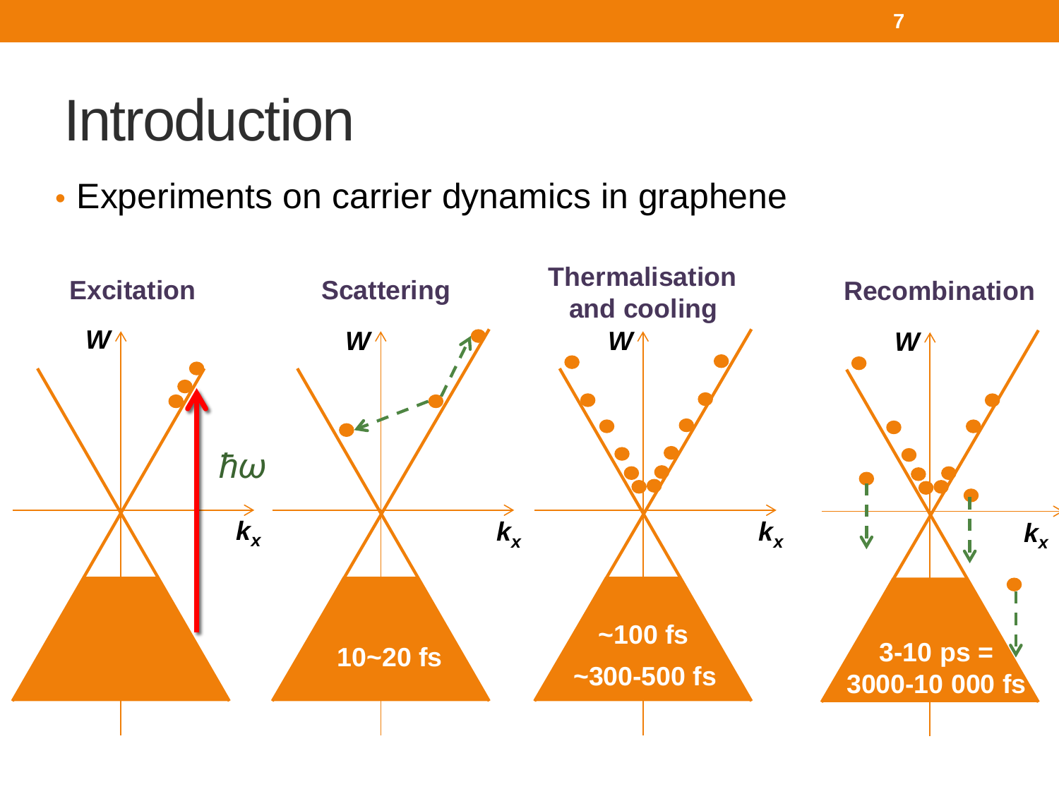# Introduction

- Experiments on carrier dynamics in graphene

**Excitation**

$W$

$\hbar\omega$

$k_x$

**Scattering**

$W$

$k_x$

**10~20 fs**

**Thermalisation and cooling**

$W$

$k_x$

**~100 fs**

**~300-500 fs**

**Recombination**

$W$

$k_x$

**3-10 ps = 3000-10 000 fs**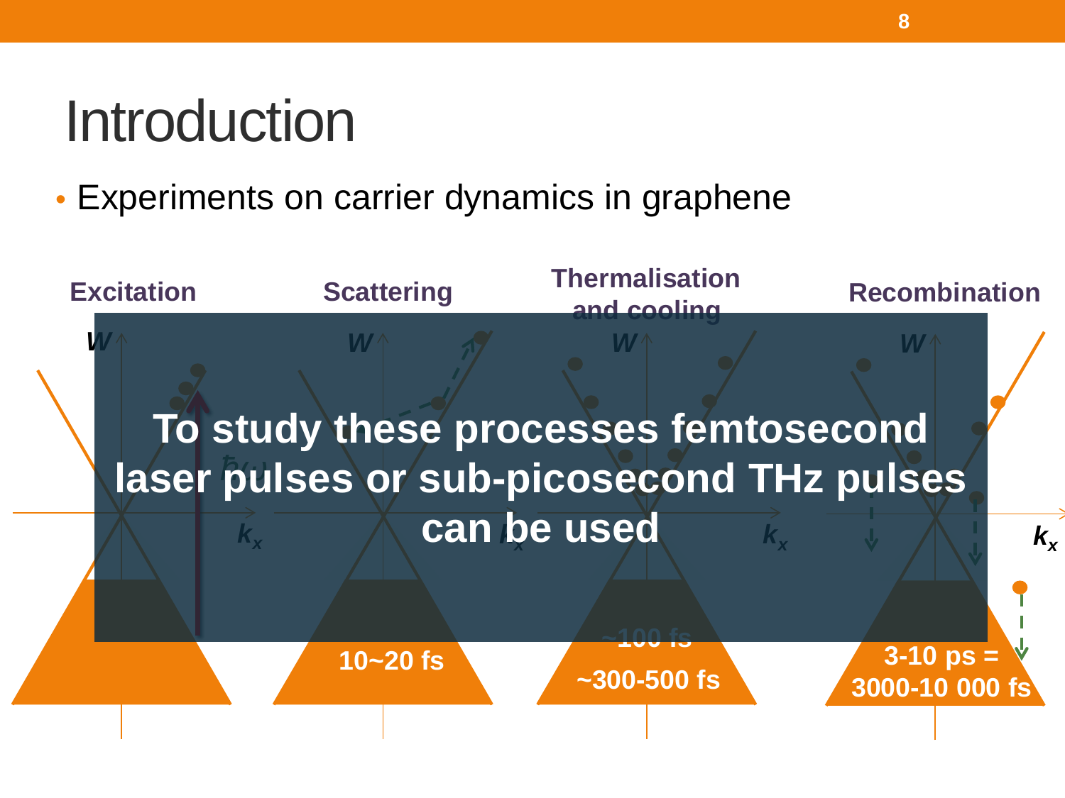# Introduction

- Experiments on carrier dynamics in graphene

Excitation

Scattering

Thermalisation and cooling

Recombination

$W$

$k_x$

$\hbar\omega$

10~20 fs

~100 fs

~300-500 fs

3-10 ps = 3000-10 000 fs

**To study these processes femtosecond laser pulses or sub-picosecond THz pulses can be used**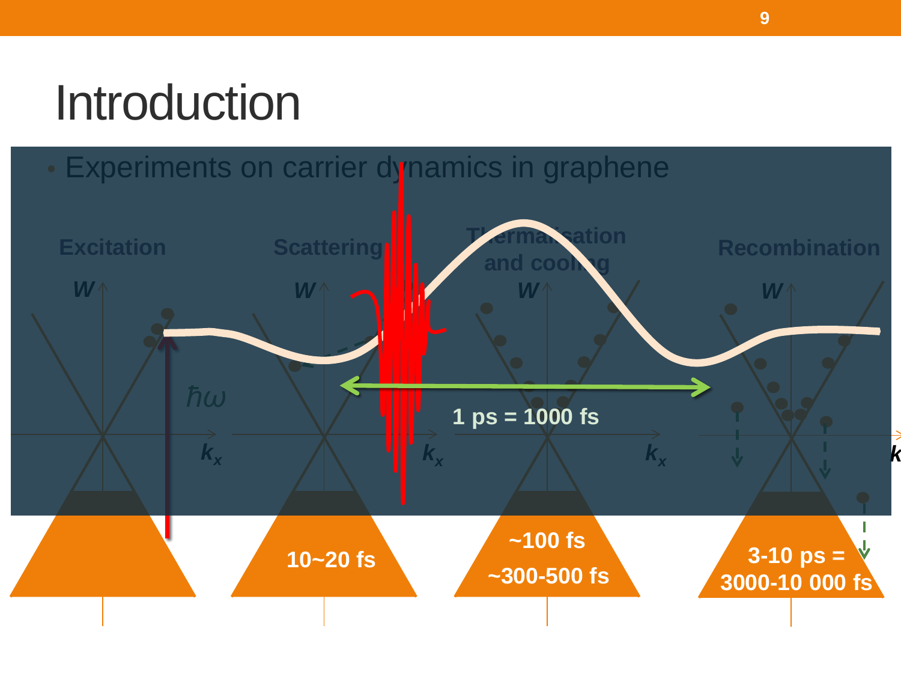# Introduction

- Experiments on carrier dynamics in graphene

Excitation

Scattering

Thermalization and cooling

Recombination

$W$

$\hbar\omega$

$k_x$

1 ps = 1000 fs

10~20 fs

~100 fs

~300-500 fs

3-10 ps = 3000-10 000 fs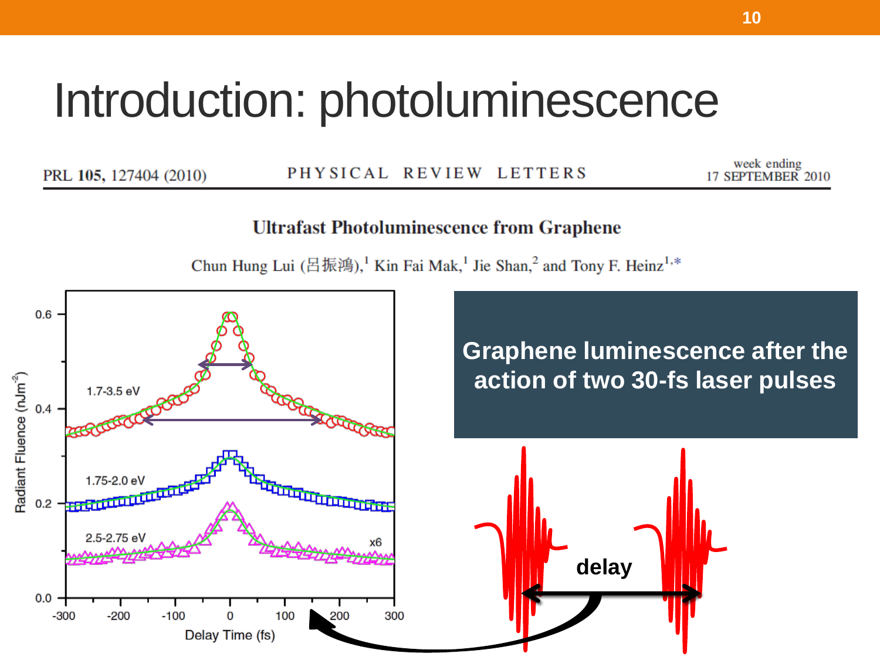# Introduction: photoluminescence

PRL **105,** 127404 (2010) PHYSICAL REVIEW LETTERS week ending 17 SEPTEMBER 2010

**Ultrafast Photoluminescence from Graphene**

Chun Hung Lui (呂振鴻),[1] Kin Fai Mak,[1] Jie Shan,[2] and Tony F. Heinz[1,*]

**Graphene luminescence after the action of two 30-fs laser pulses**

delay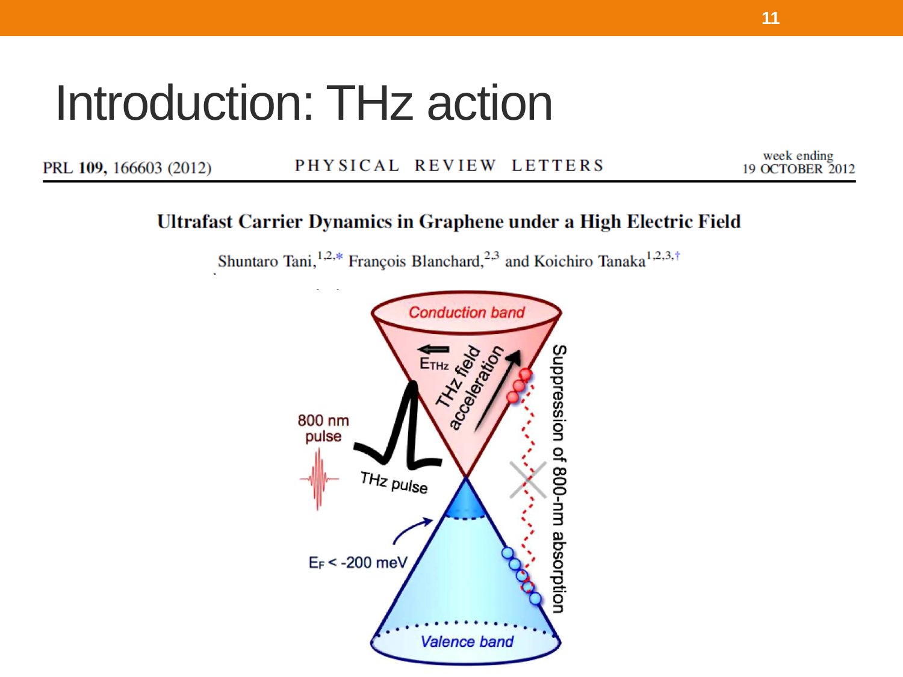# Introduction: THz action

PRL **109**, 166603 (2012) PHYSICAL REVIEW LETTERS week ending 19 OCTOBER 2012

**Ultrafast Carrier Dynamics in Graphene under a High Electric Field**

Shuntaro Tani,[1,2,*] François Blanchard,[2,3] and Koichiro Tanaka[1,2,3,†]

Conduction band

$E_{THz}$

THz field acceleration

800 nm pulse

THz pulse

Suppression of 800-nm absorption

$E_F$ < -200 meV

Valence band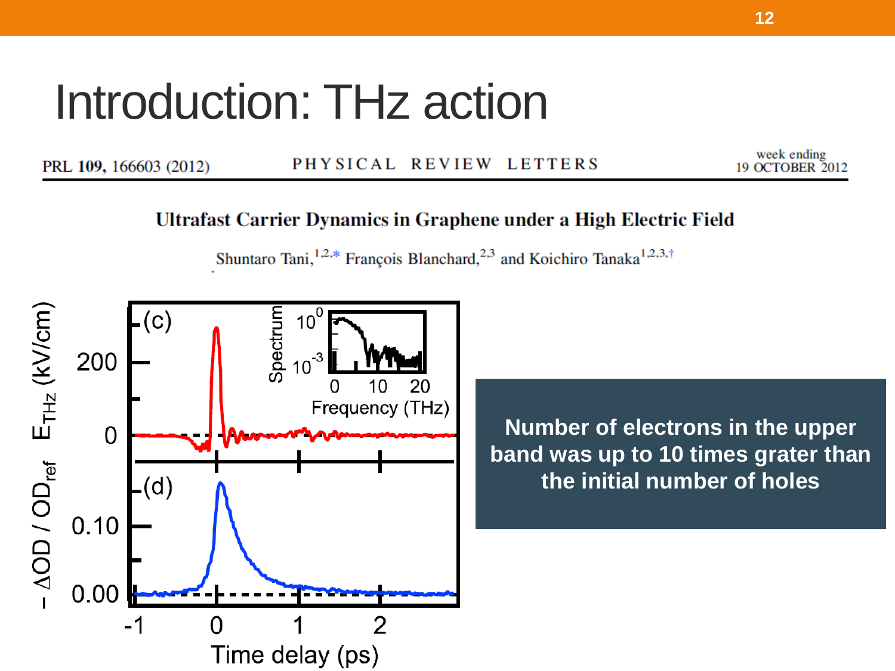# Introduction: THz action

PRL **109**, 166603 (2012) PHYSICAL REVIEW LETTERS week ending 19 OCTOBER 2012

**Ultrafast Carrier Dynamics in Graphene under a High Electric Field**

Shuntaro Tani,[1,2,*] François Blanchard,[2,3] and Koichiro Tanaka[1,2,3,†]

**Number of electrons in the upper band was up to 10 times grater than the initial number of holes**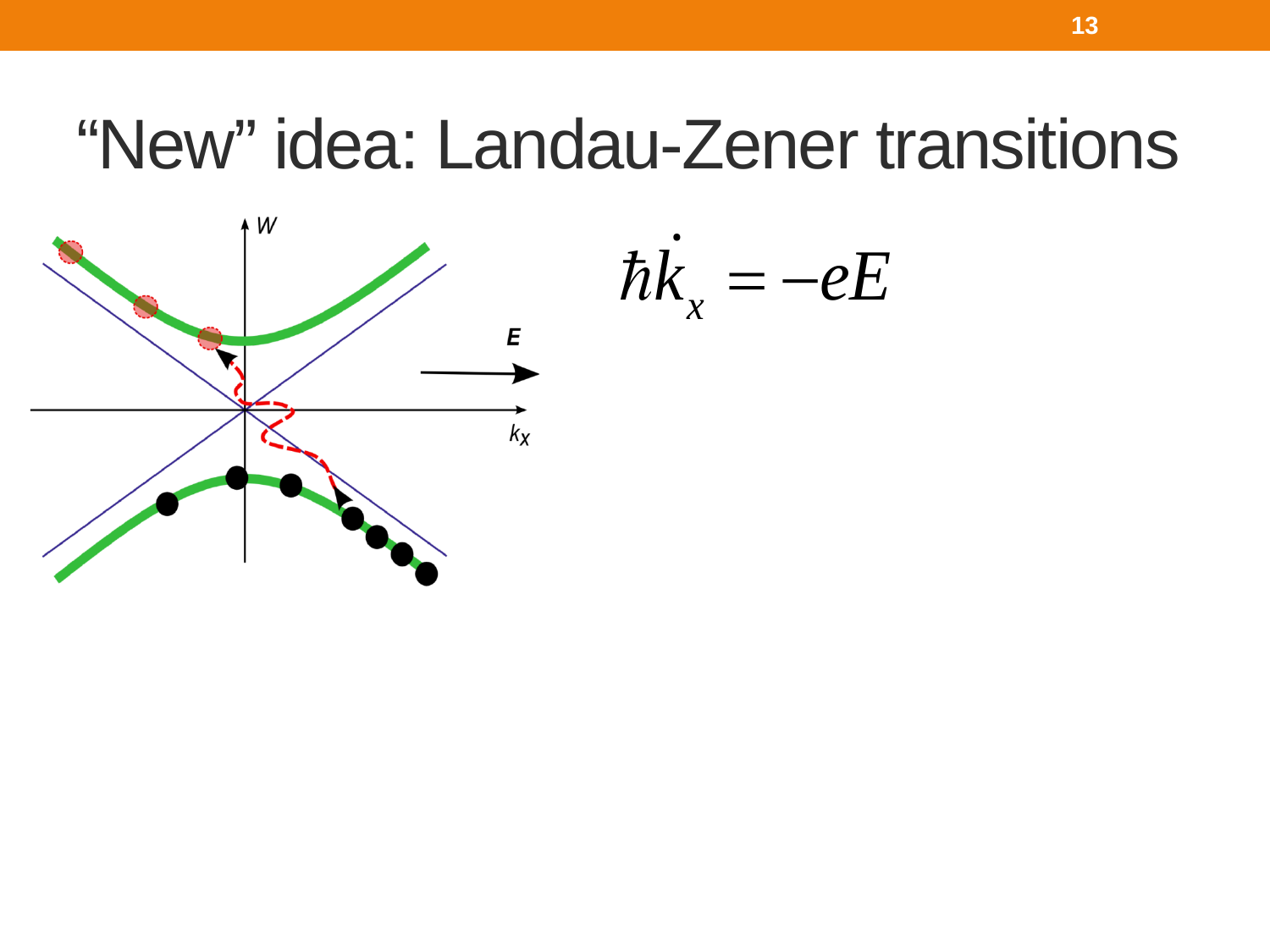# "New" idea: Landau-Zener transitions

$$\hbar \dot{k}_x = -eE$$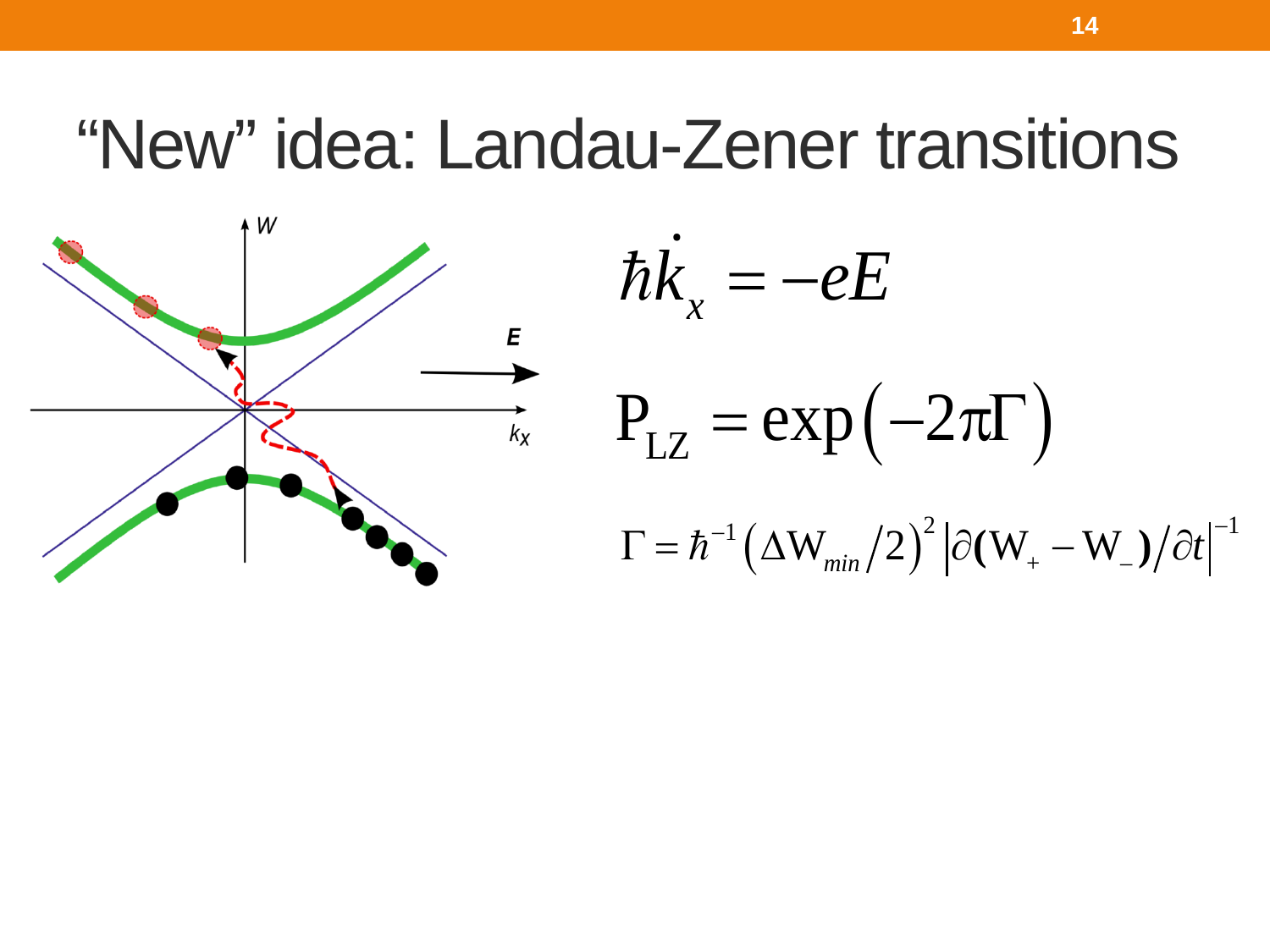# “New” idea: Landau-Zener transitions

$$\hbar \dot{k}_x = -eE$$

$$\mathrm{P_{LZ}} = \exp\left(-2\pi\Gamma\right)$$

$$\Gamma = \hbar^{-1}\left(\Delta \mathrm{W}_{min}/2\right)^2 \left|\partial(\mathrm{W}_+ - \mathrm{W}_-)/\partial t\right|^{-1}$$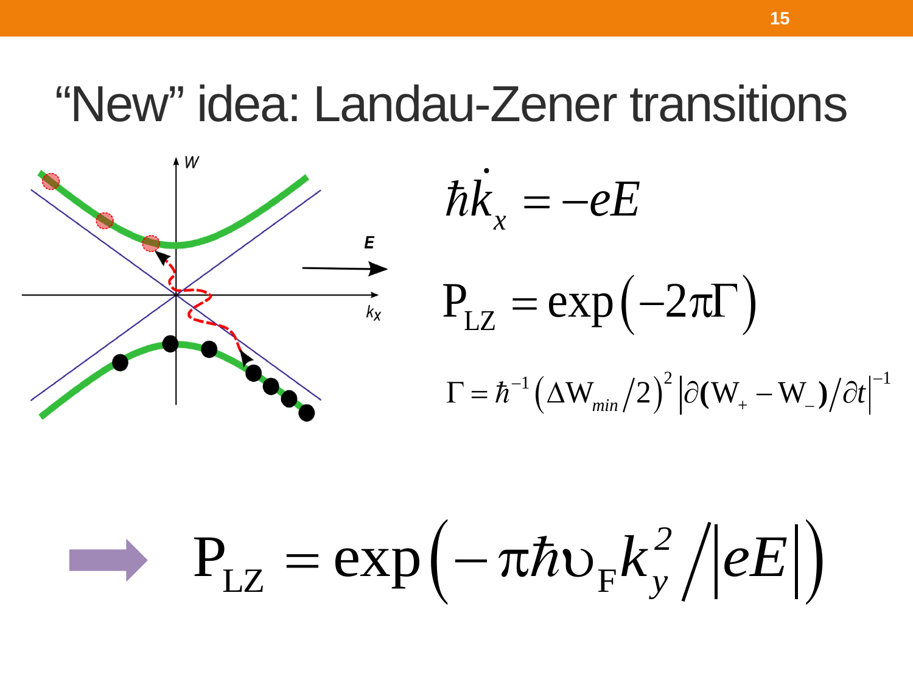# "New" idea: Landau-Zener transitions

$$\hbar \dot{k}_x = -eE$$

$$P_{LZ} = \exp\left(-2\pi\Gamma\right)$$

$$\Gamma = \hbar^{-1}\left(\Delta W_{min}/2\right)^2 \left|\partial(W_+ - W_-)/\partial t\right|^{-1}$$

$$\Rightarrow \quad P_{LZ} = \exp\left(-\pi\hbar\upsilon_F k_y^2 / |eE|\right)$$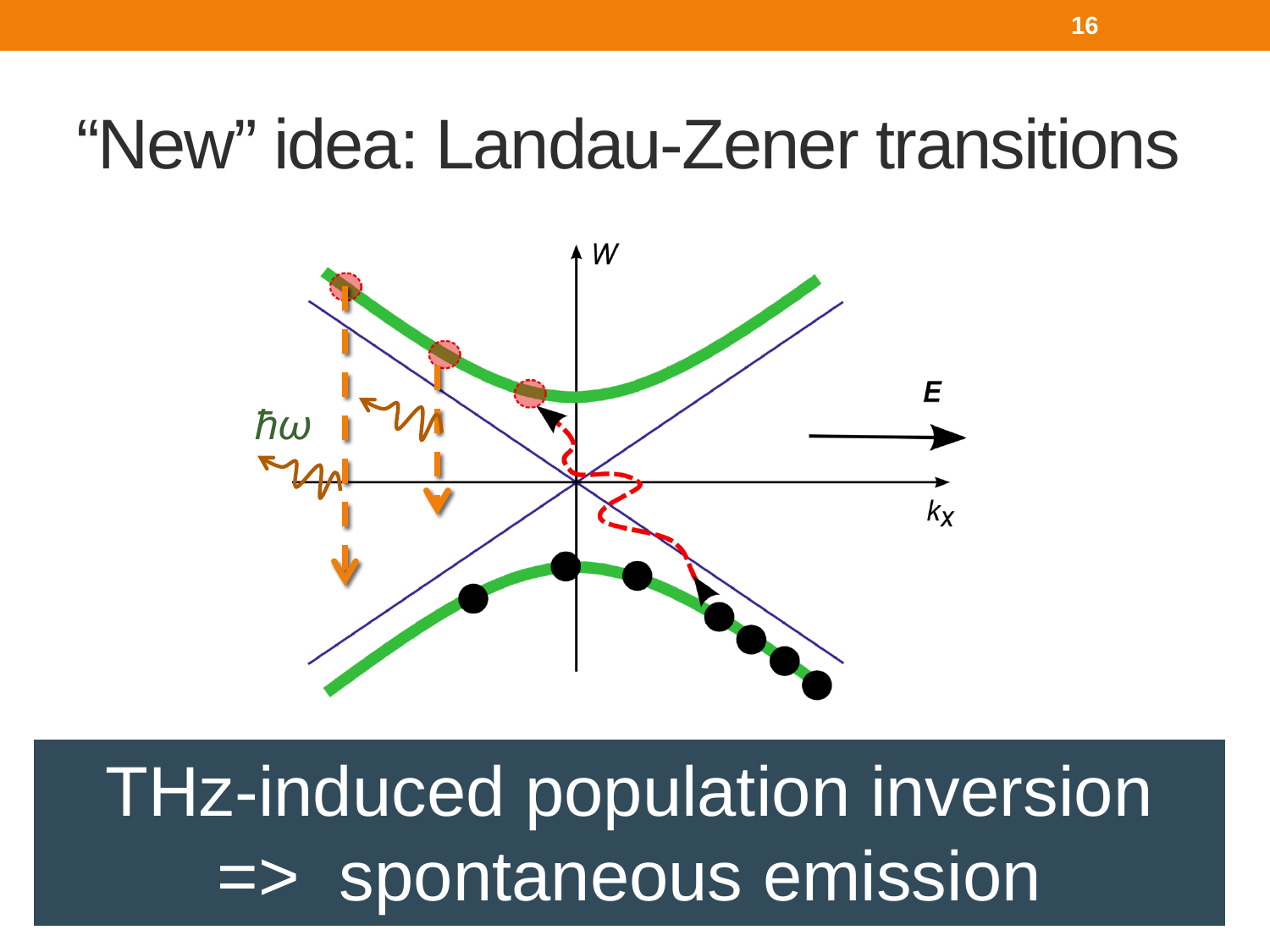# "New" idea: Landau-Zener transitions

THz-induced population inversion
=> spontaneous emission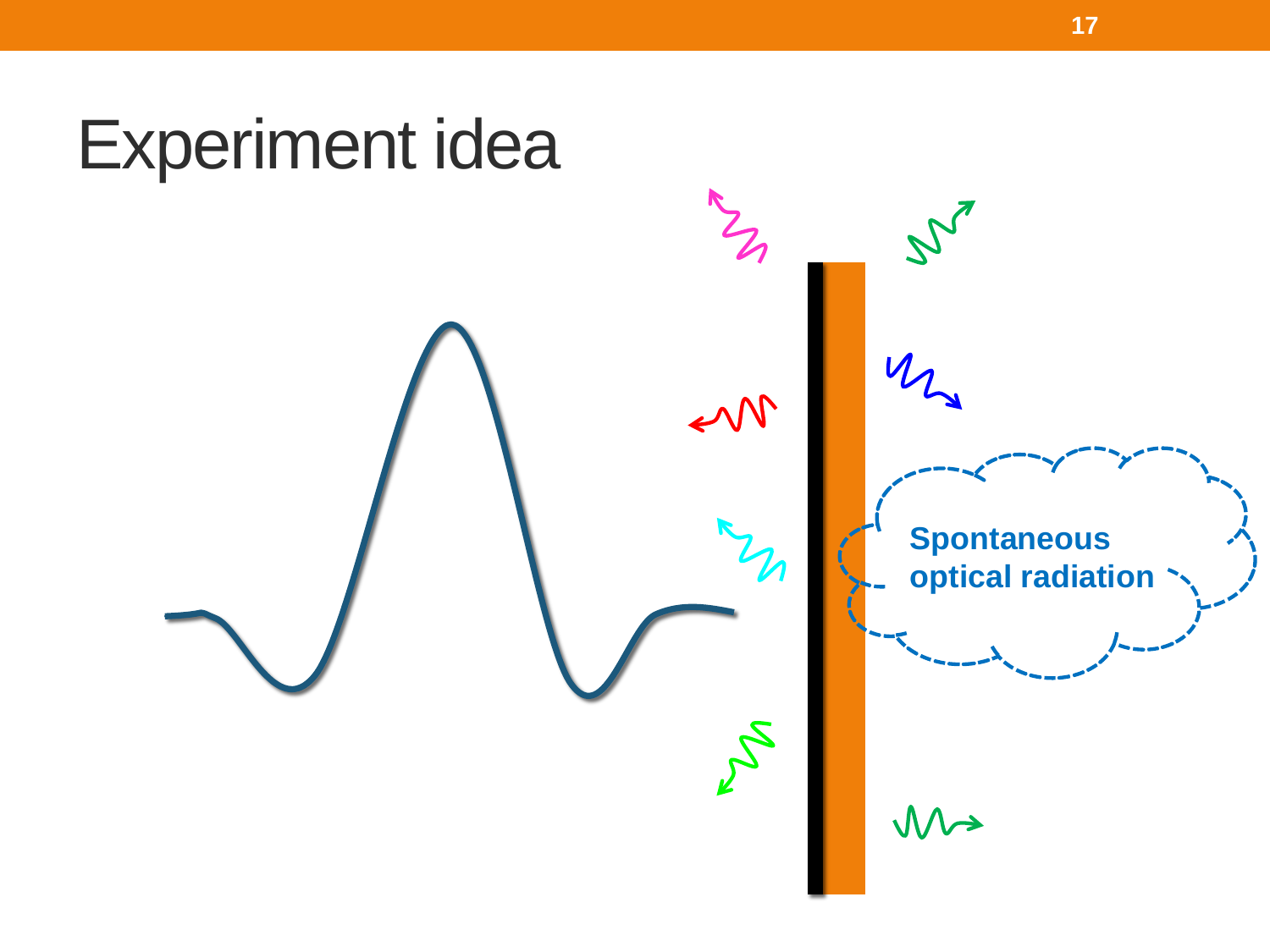# Experiment idea

Spontaneous optical radiation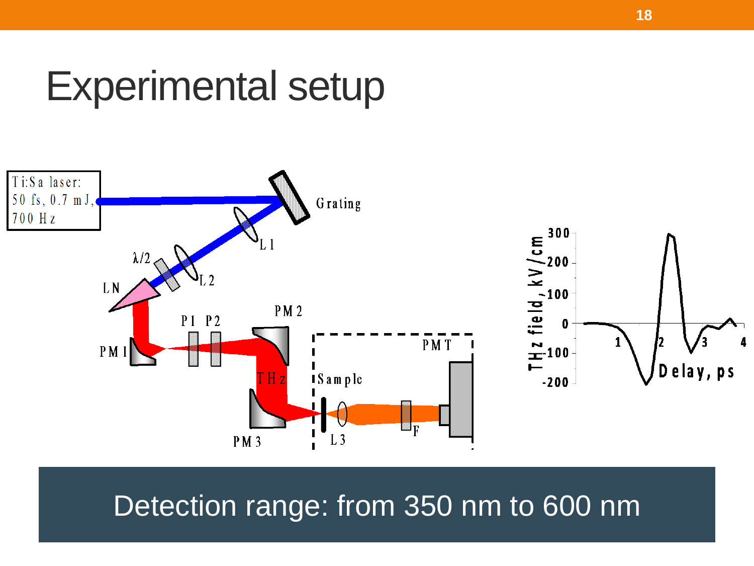# Experimental setup

Ti:Sa laser: 50 fs, 0.7 mJ, 700 Hz

Grating

L1

L2

λ/2

LN

PM1

P1 P2

PM2

THz

PM3

Sample

L3

F

PMT

THz field, kV/cm

Delay, ps

Detection range: from 350 nm to 600 nm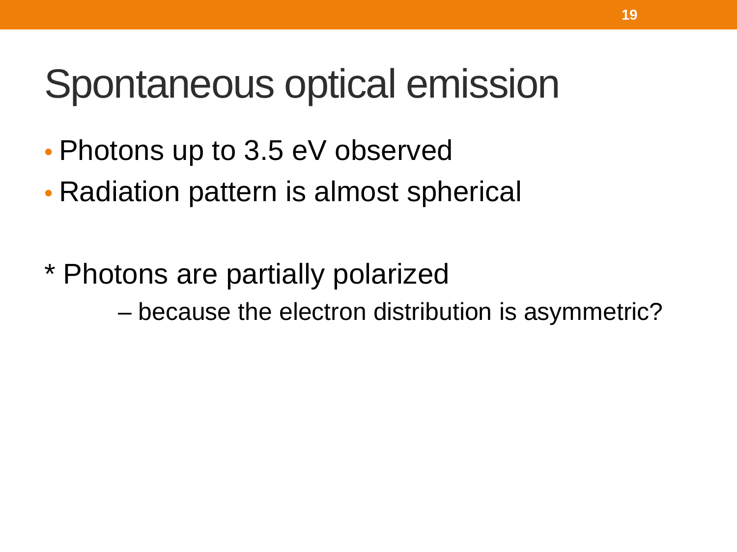# Spontaneous optical emission

- Photons up to 3.5 eV observed
- Radiation pattern is almost spherical

* Photons are partially polarized
    - because the electron distribution is asymmetric?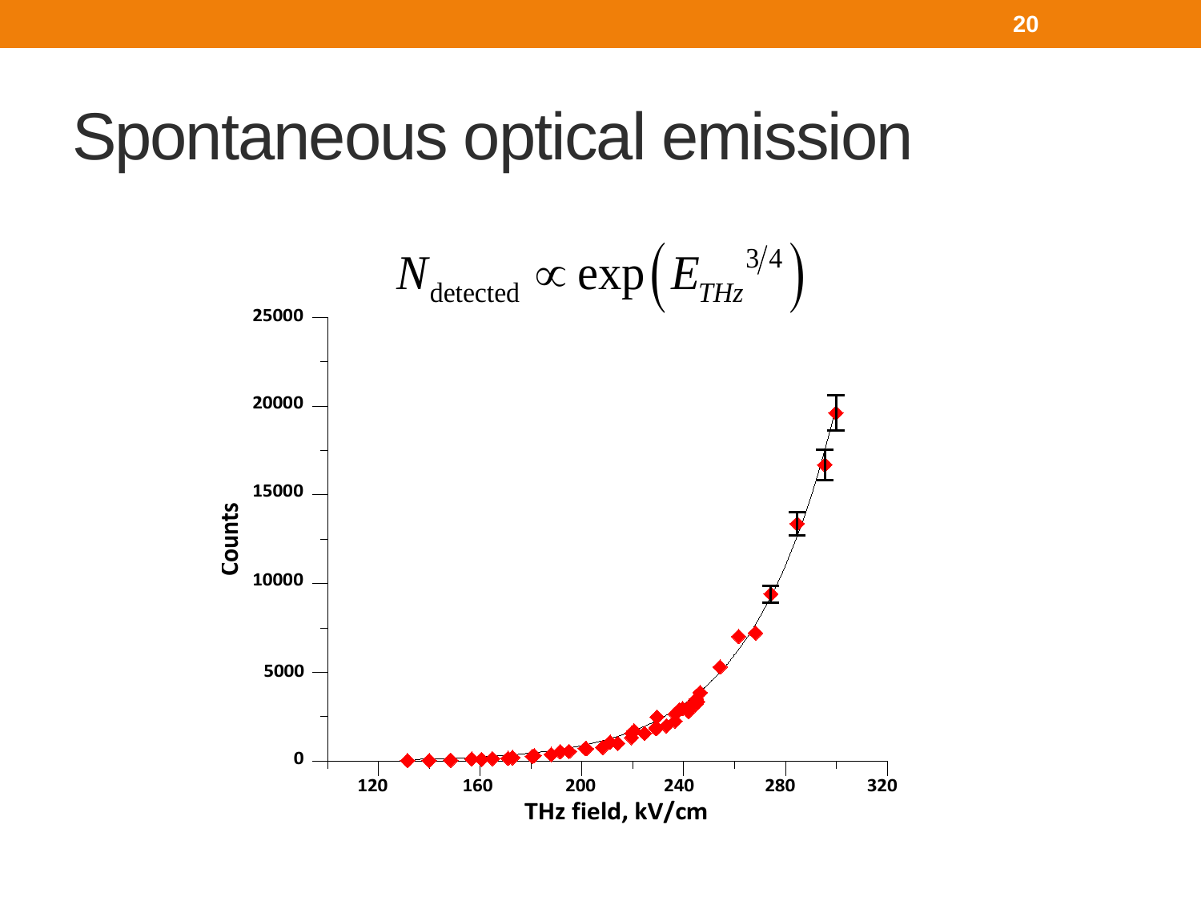# Spontaneous optical emission

$$N_{\text{detected}} \propto \exp\left(E_{THz}{}^{3/4}\right)$$

Counts

THz field, kV/cm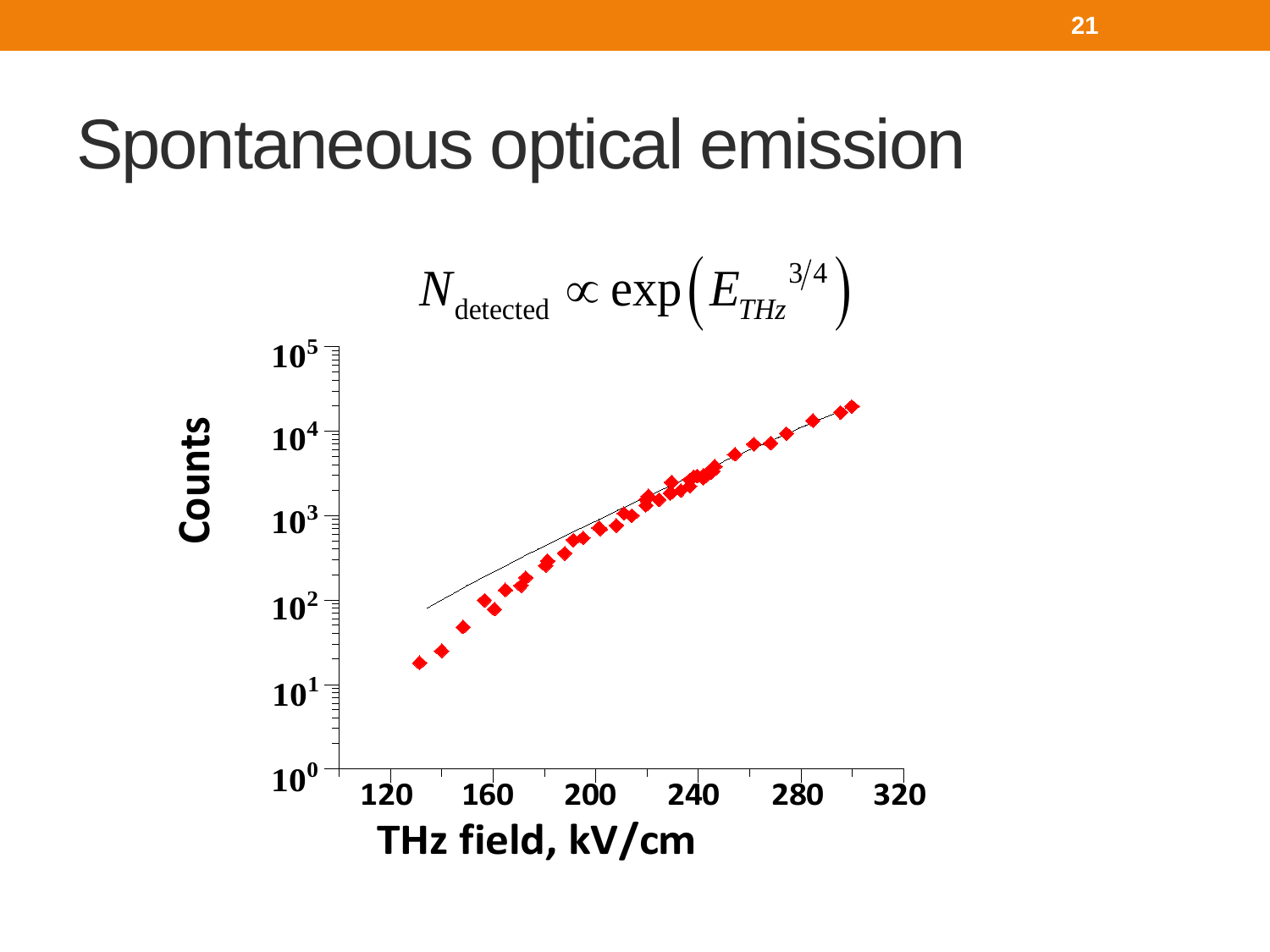# Spontaneous optical emission

$$N_{\text{detected}} \propto \exp\left(E_{THz}{}^{3/4}\right)$$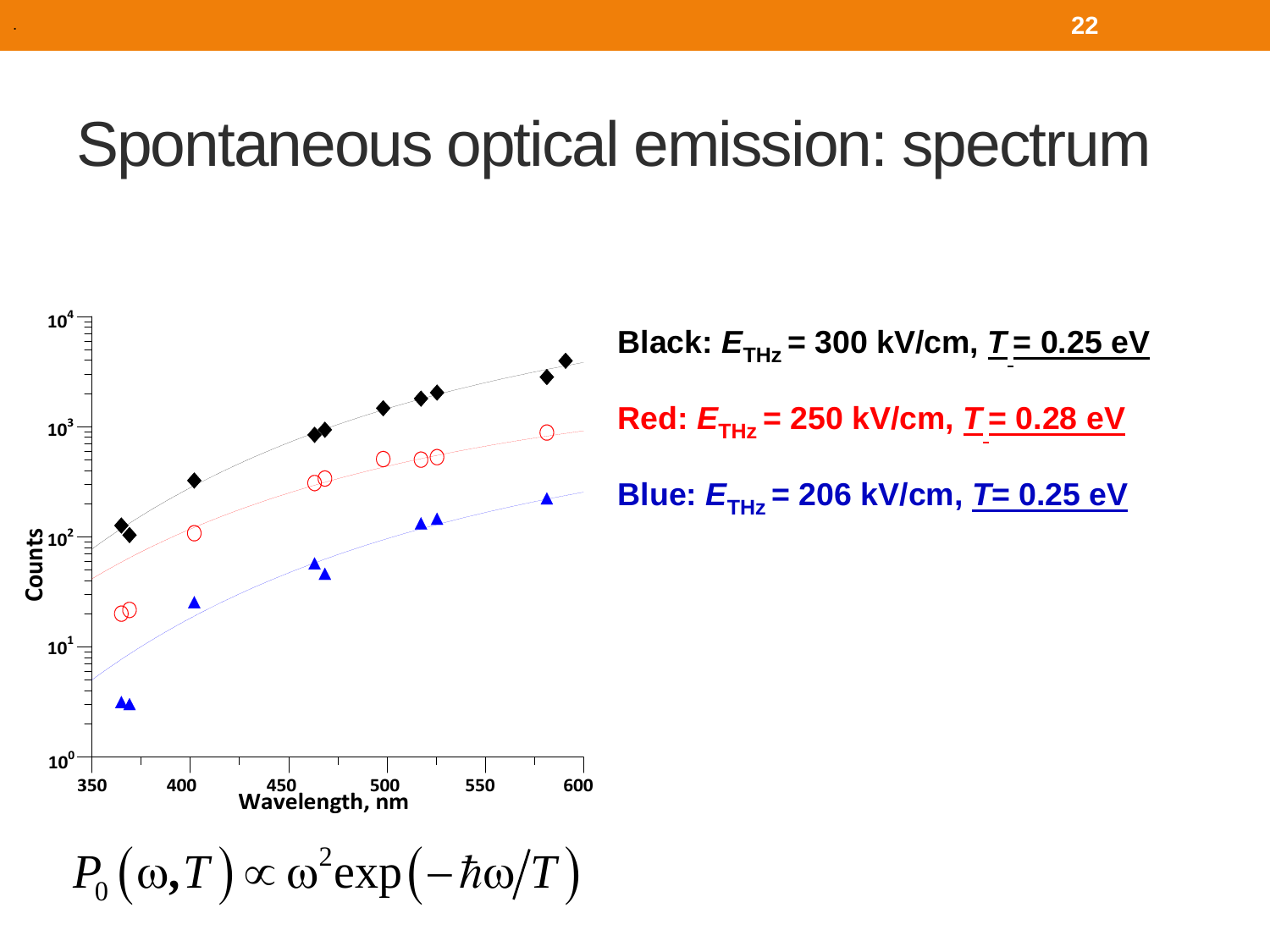# Spontaneous optical emission: spectrum

**Black: $E_{THz}$ = 300 kV/cm, $T$ = 0.25 eV**

**Red: $E_{THz}$ = 250 kV/cm, $T$ = 0.28 eV**

**Blue: $E_{THz}$ = 206 kV/cm, $T$ = 0.25 eV**

$$P_0\left(\omega, T\right) \propto \omega^2 \exp\left(-\hbar\omega / T\right)$$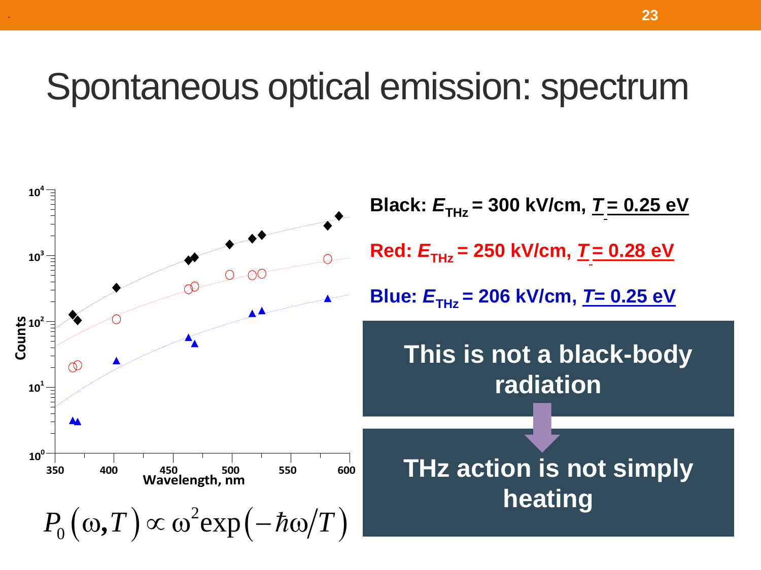# Spontaneous optical emission: spectrum

Counts (log scale, $10^0$ to $10^4$) vs. Wavelength, nm (350–600)

$$P_0(\omega, T) \propto \omega^2 \exp(-\hbar\omega/T)$$

**Black: $E_{THz}$ = 300 kV/cm, $T$ = 0.25 eV**

**Red: $E_{THz}$ = 250 kV/cm, $T$ = 0.28 eV**

**Blue: $E_{THz}$ = 206 kV/cm, $T$ = 0.25 eV**

**This is not a black-body radiation**

**THz action is not simply heating**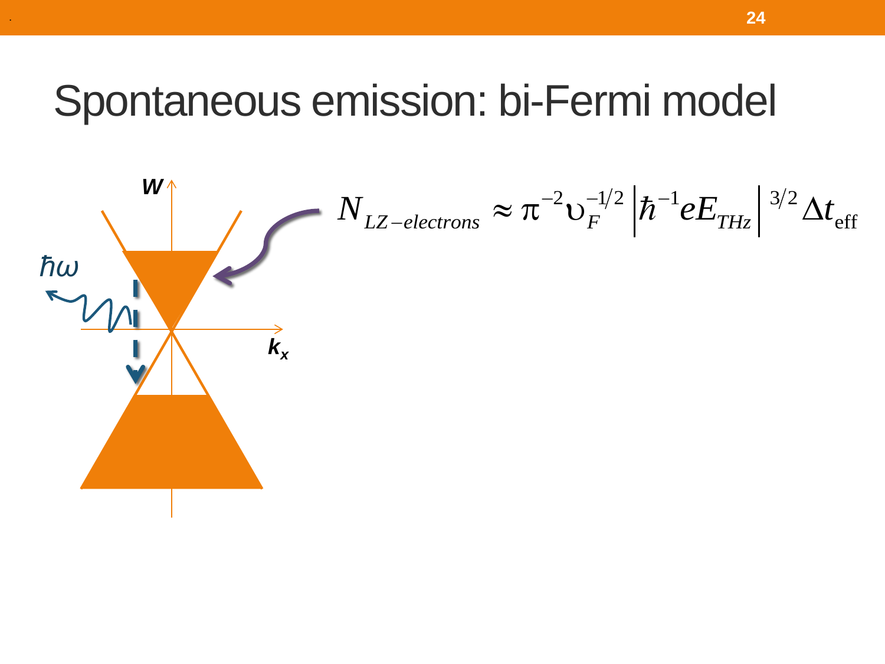# Spontaneous emission: bi-Fermi model

$$N_{LZ-electrons} \approx \pi^{-2} \upsilon_F^{-1/2} \left| \hbar^{-1} e E_{THz} \right|^{3/2} \Delta t_{\text{eff}}$$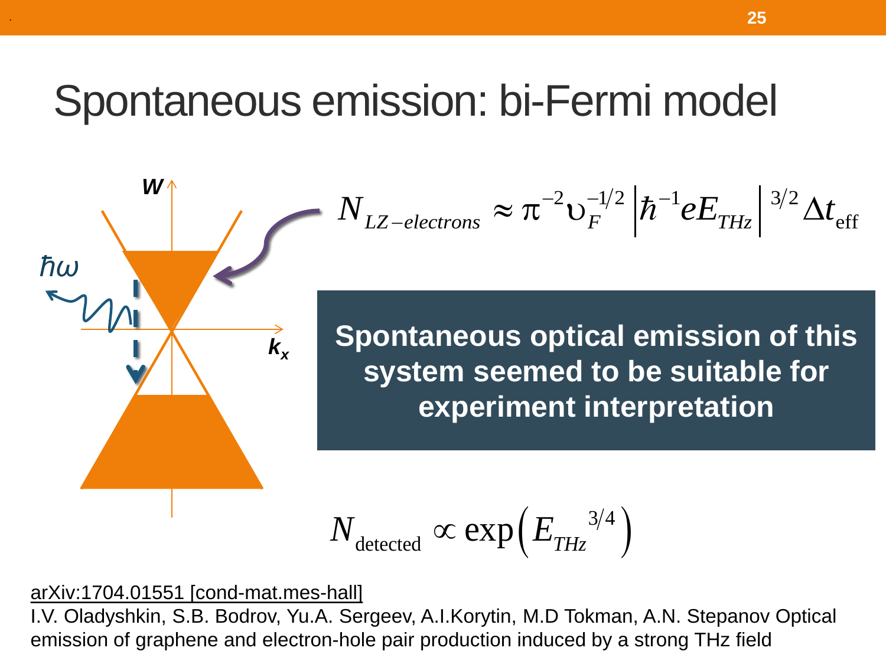# Spontaneous emission: bi-Fermi model

$$N_{LZ-electrons} \approx \pi^{-2} \upsilon_F^{-1/2} \left| \hbar^{-1} e E_{THz} \right|^{3/2} \Delta t_{\text{eff}}$$

**Spontaneous optical emission of this system seemed to be suitable for experiment interpretation**

$$N_{\text{detected}} \propto \exp\left( E_{THz}{}^{3/4} \right)$$

arXiv:1704.01551 [cond-mat.mes-hall]

I.V. Oladyshkin, S.B. Bodrov, Yu.A. Sergeev, A.I.Korytin, M.D Tokman, A.N. Stepanov Optical emission of graphene and electron-hole pair production induced by a strong THz field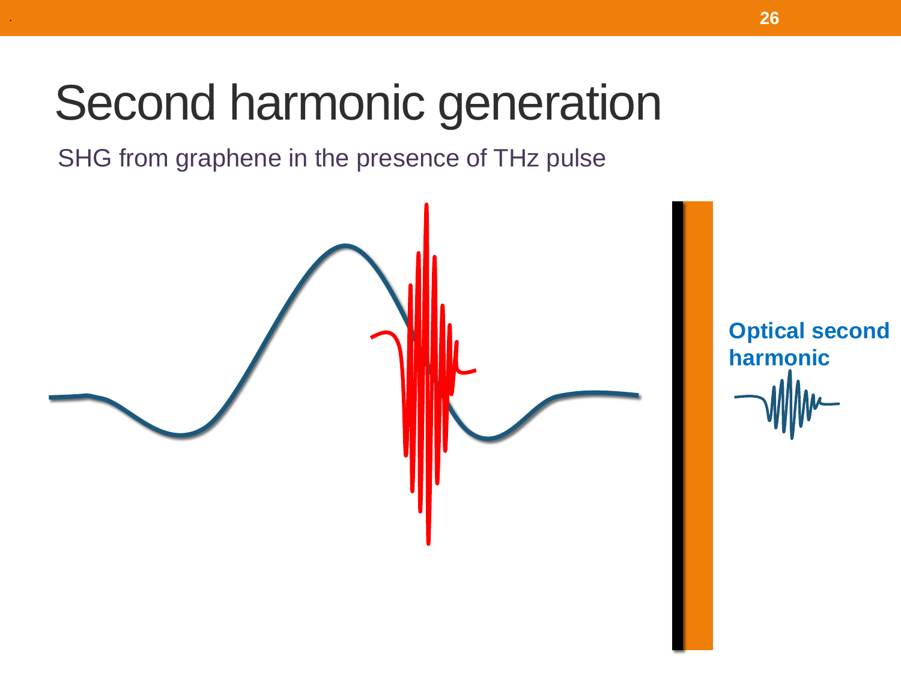# Second harmonic generation

SHG from graphene in the presence of THz pulse

**Optical second harmonic**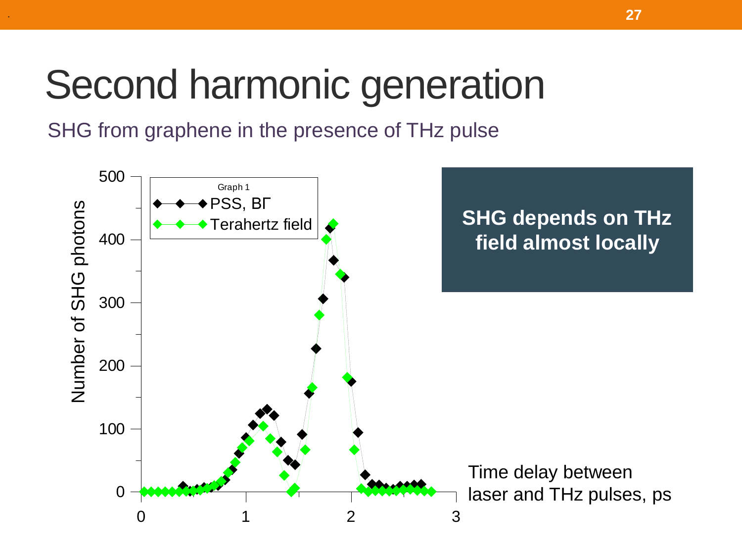# Second harmonic generation

SHG from graphene in the presence of THz pulse

Graph 1

- PSS, BГ
- Terahertz field

Number of SHG photons

Time delay between laser and THz pulses, ps

**SHG depends on THz field almost locally**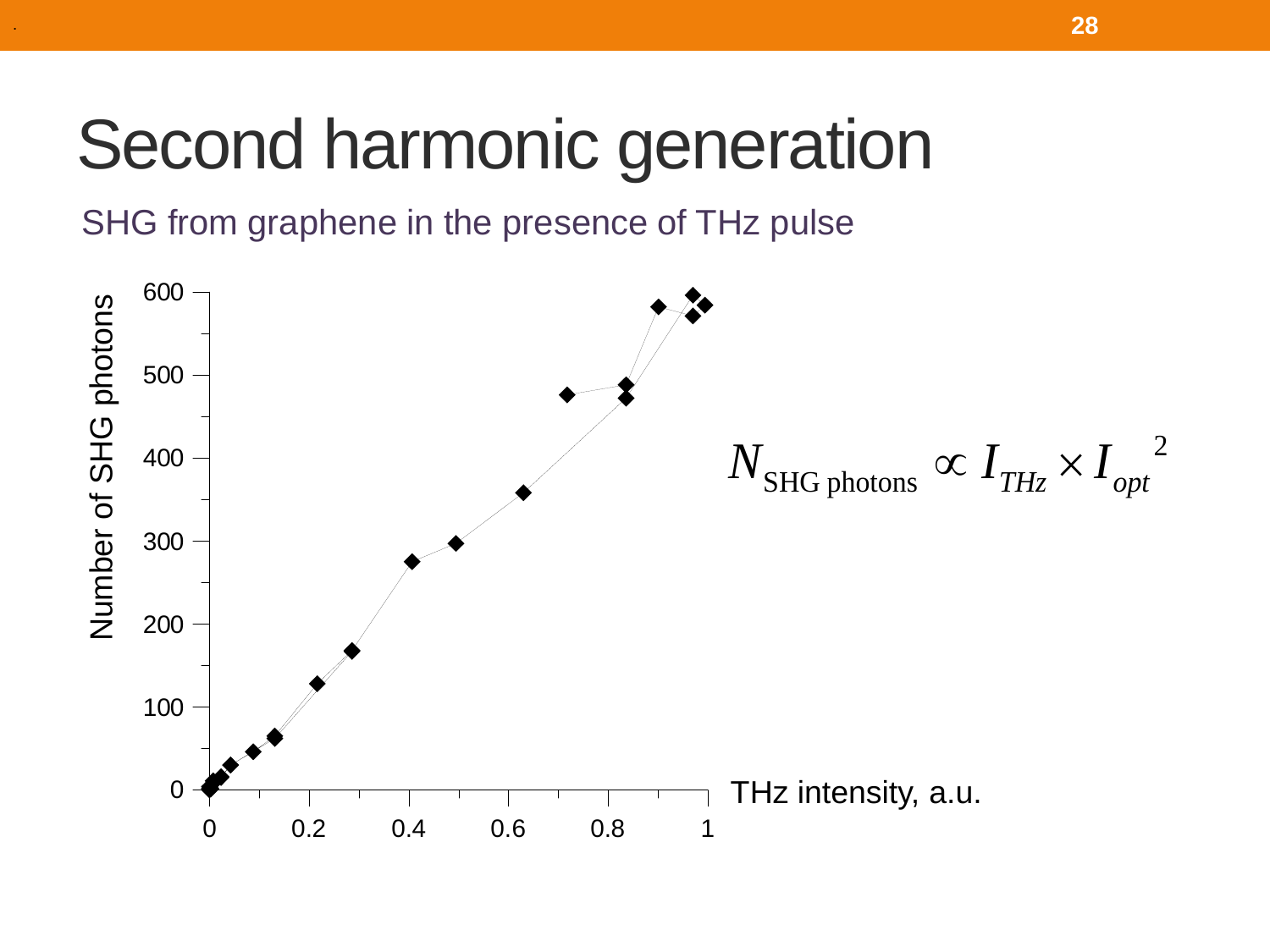# Second harmonic generation

SHG from graphene in the presence of THz pulse

Number of SHG photons

THz intensity, a.u.

$$N_{\text{SHG photons}} \propto I_{THz} \times I_{opt}{}^2$$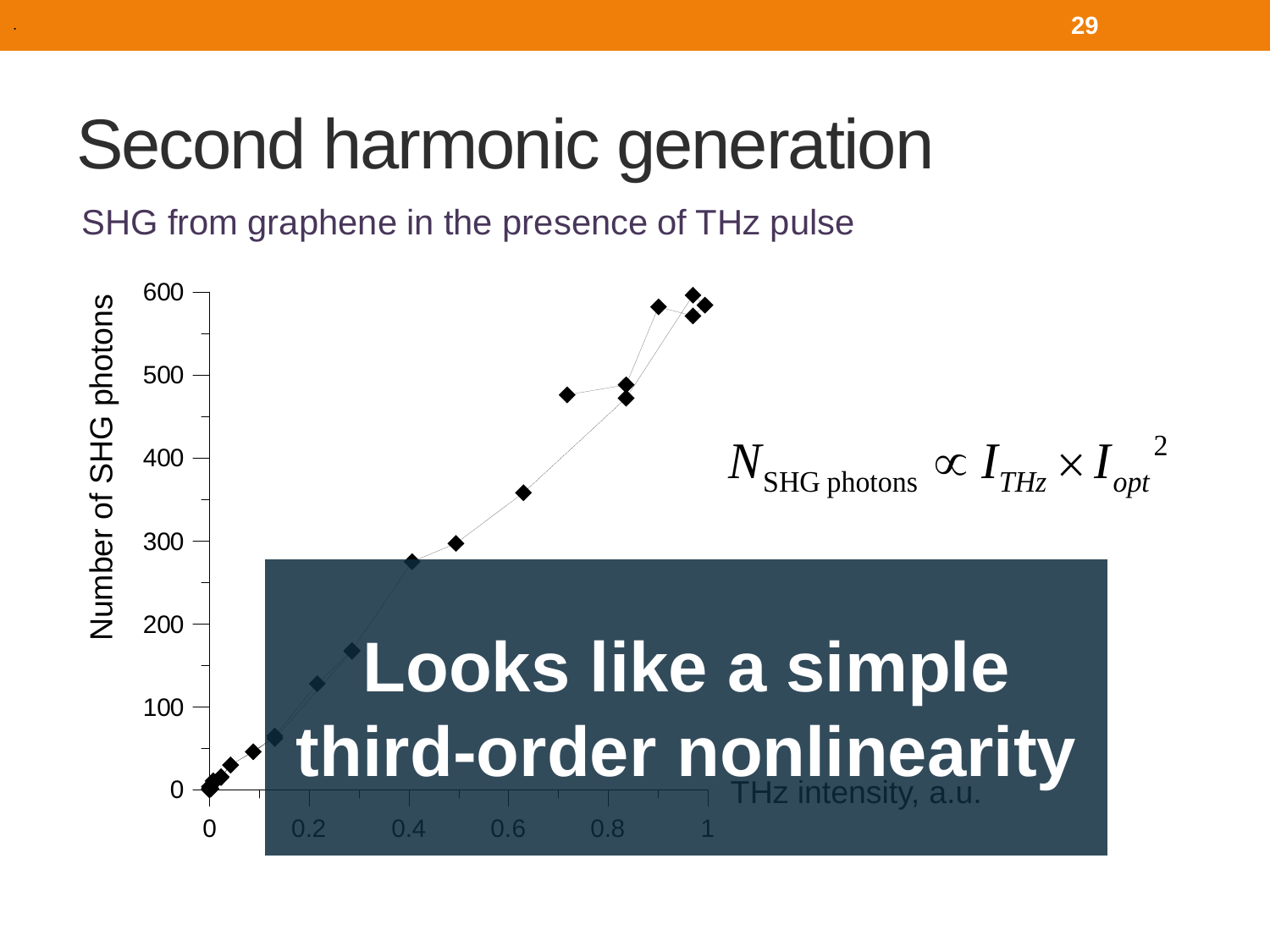# Second harmonic generation

SHG from graphene in the presence of THz pulse

Number of SHG photons

600

500

400

300

200

100

0

0 0.2 0.4 0.6 0.8 1

THz intensity, a.u.

$$N_{\text{SHG photons}} \propto I_{THz} \times I_{opt}^{\ 2}$$

**Looks like a simple third-order nonlinearity**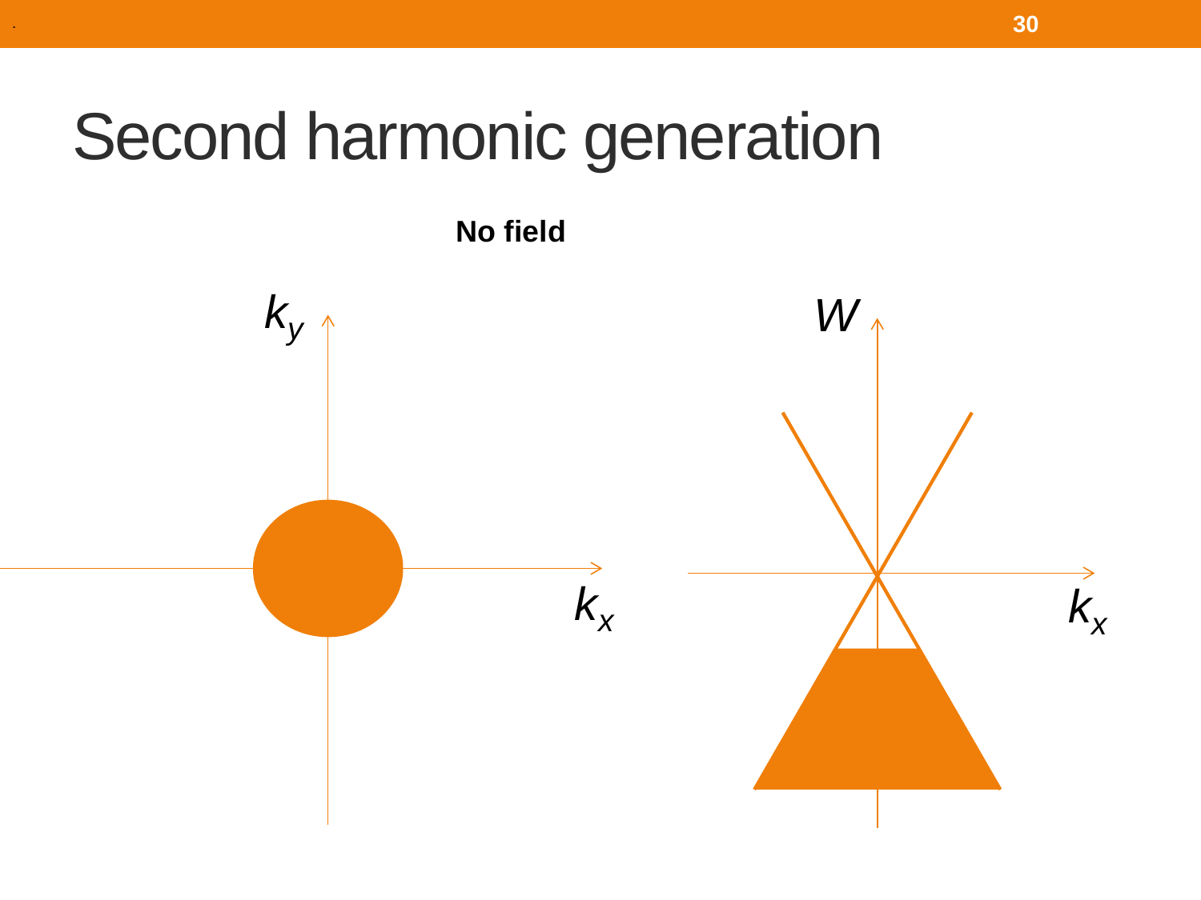# Second harmonic generation

**No field**

$k_y$

$k_x$

$W$

$k_x$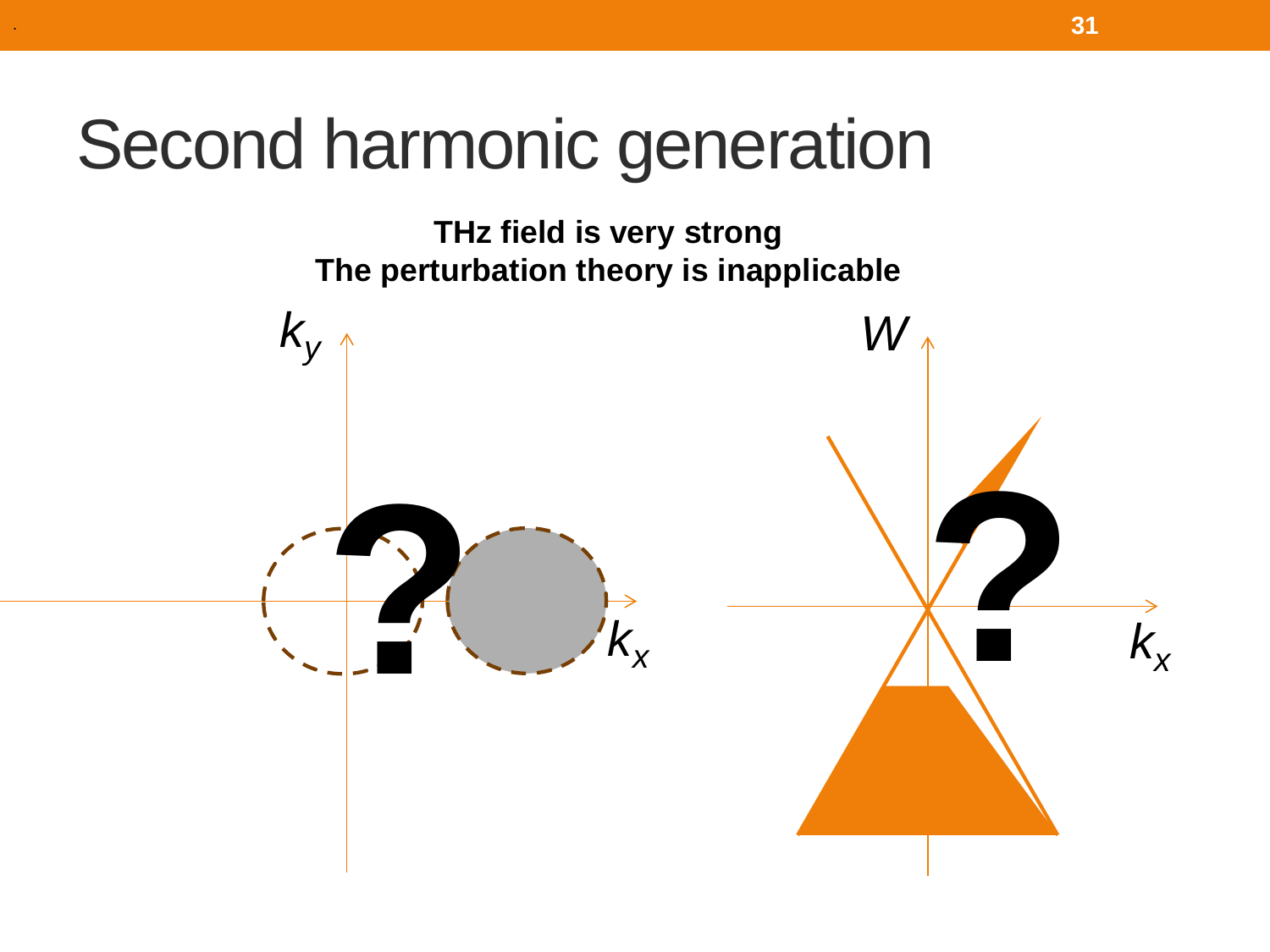# Second harmonic generation

**THz field is very strong**
**The perturbation theory is inapplicable**

$k_y$

$k_x$

$W$

$k_x$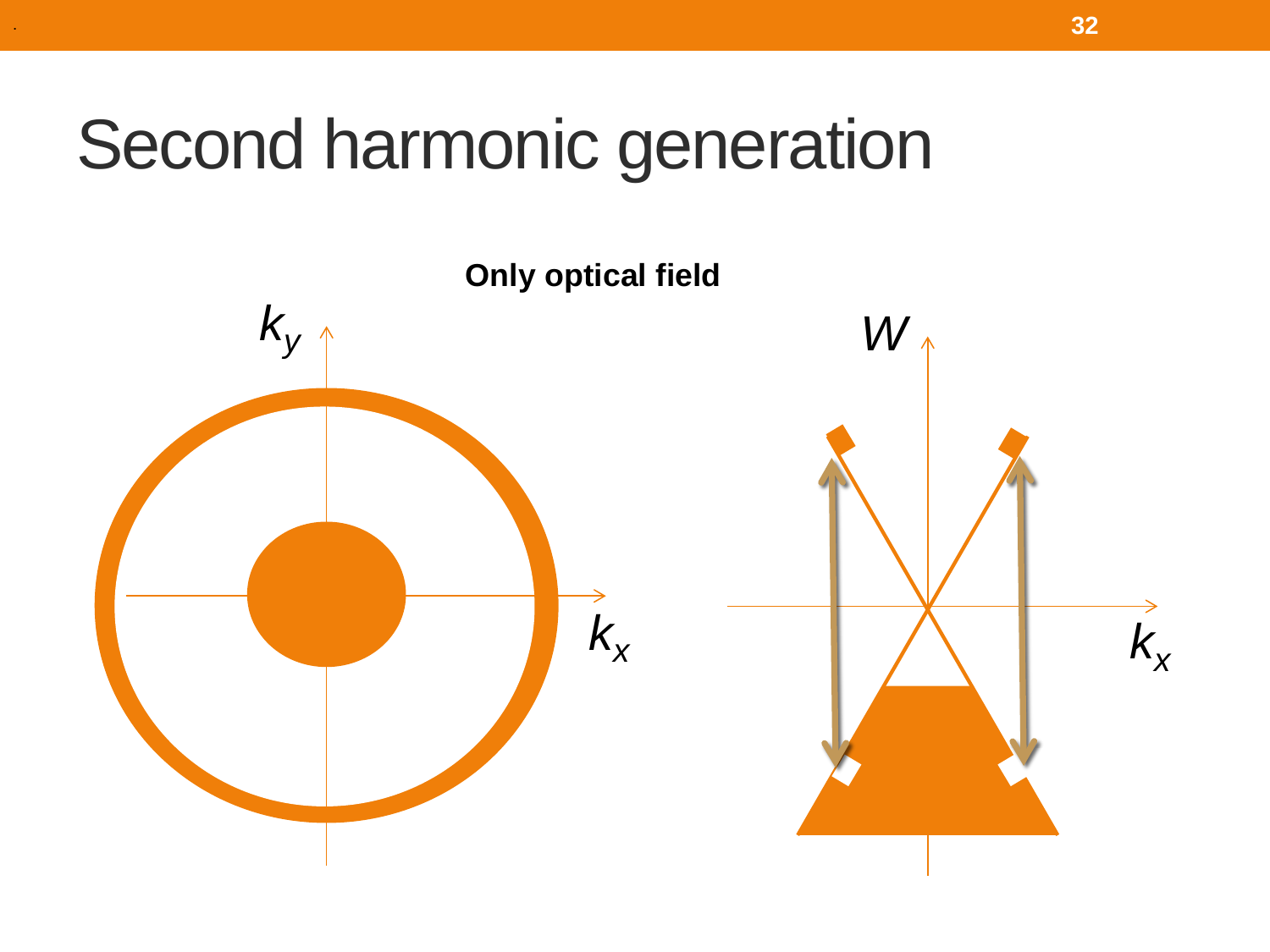# Second harmonic generation

**Only optical field**

$k_y$

$k_x$

$W$

$k_x$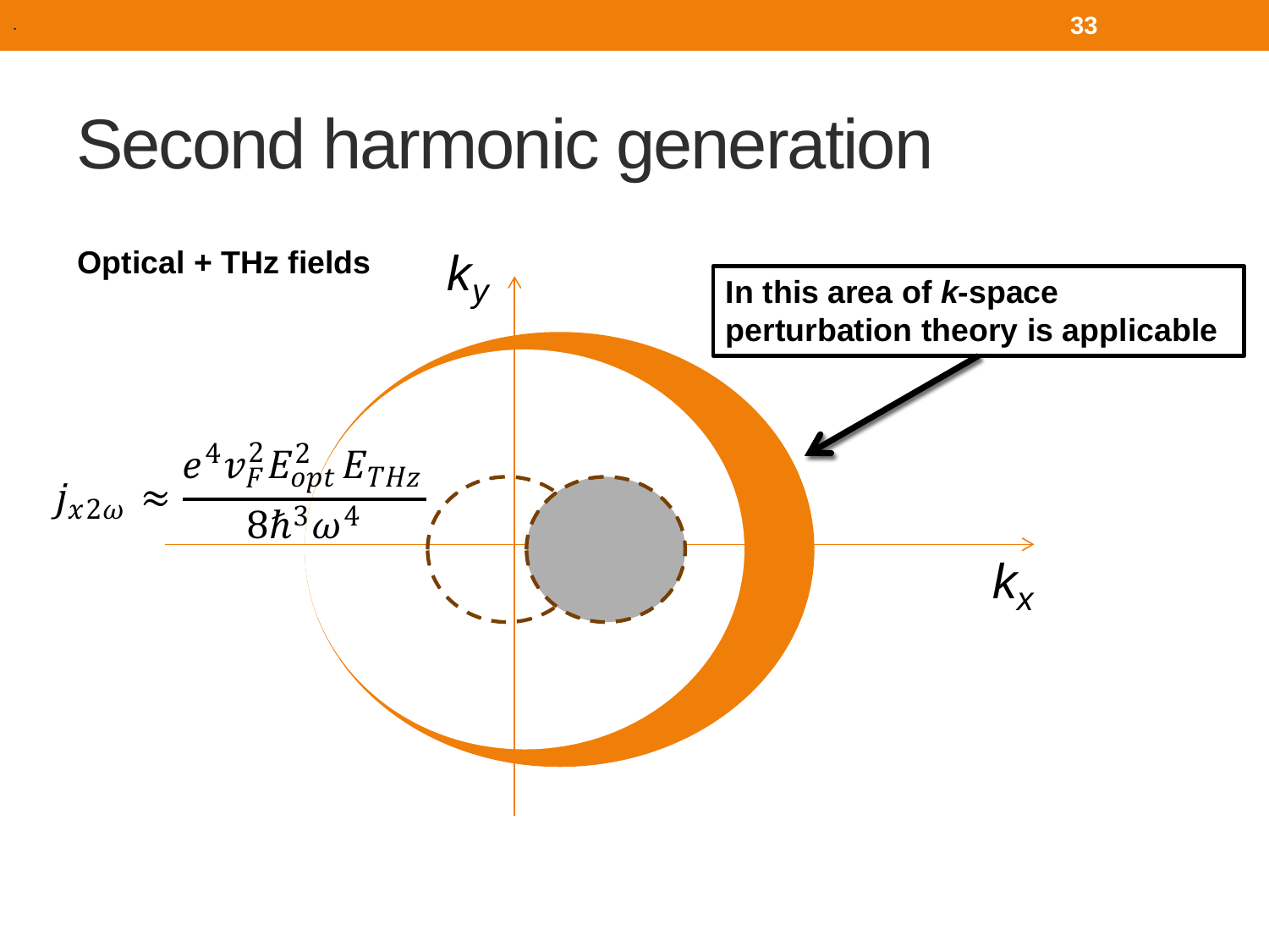# Second harmonic generation

**Optical + THz fields**

$$j_{x2\omega} \approx \frac{e^4 v_F^2 E_{opt}^2 E_{THz}}{8\hbar^3 \omega^4}$$

$k_y$

$k_x$

**In this area of *k*-space perturbation theory is applicable**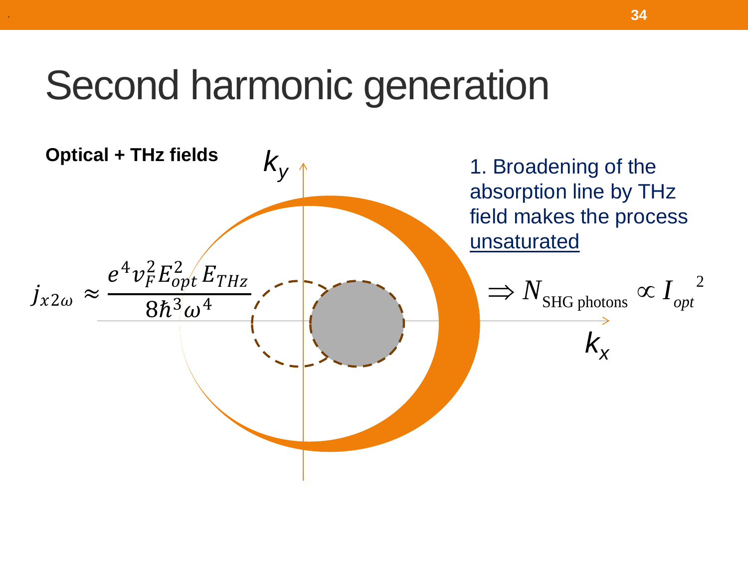# Second harmonic generation

**Optical + THz fields**

$k_y$

$k_x$

$$j_{x2\omega} \approx \frac{e^4 v_F^2 E_{opt}^2 E_{THz}}{8\hbar^3\omega^4}$$

1. Broadening of the absorption line by THz field makes the process unsaturated

$$\Rightarrow N_{\text{SHG photons}} \propto I_{opt}{}^2$$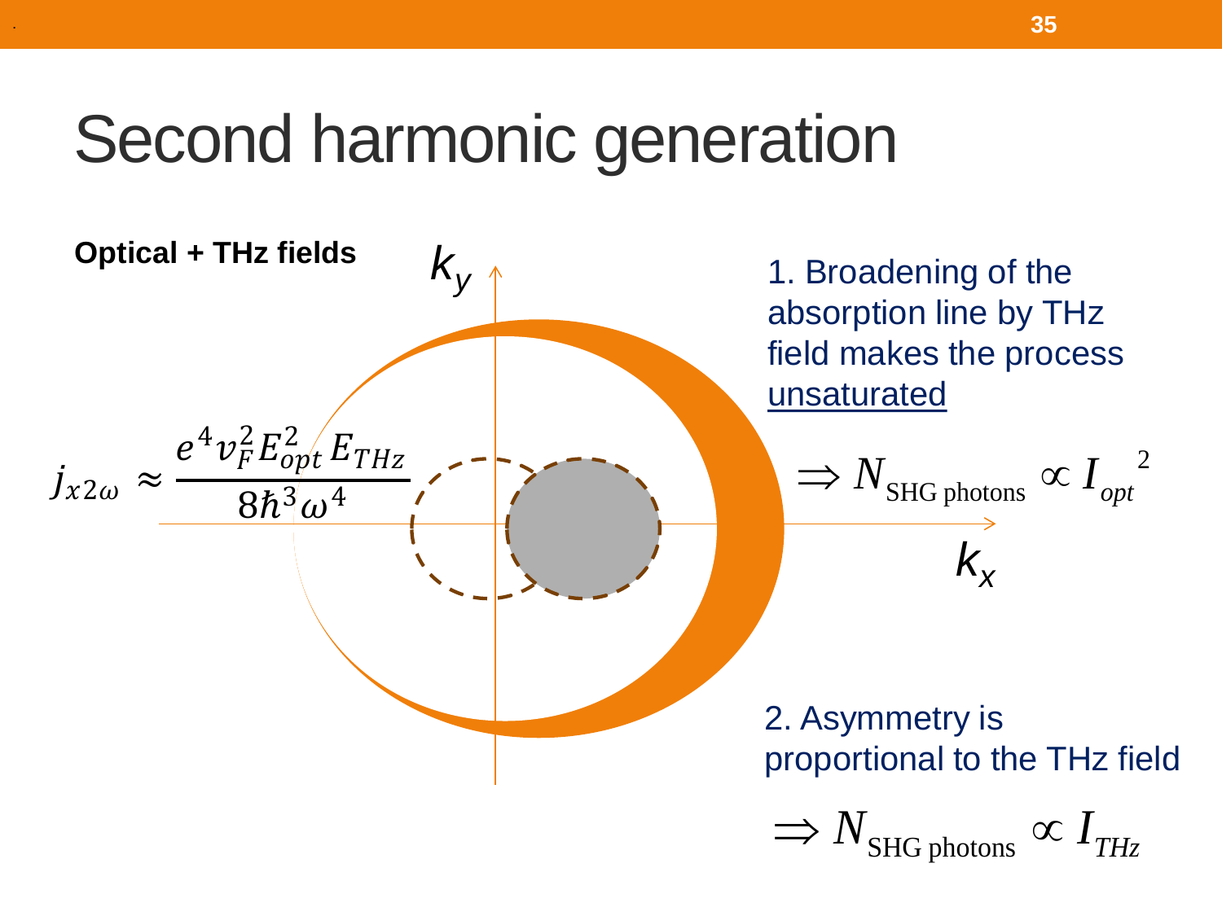# Second harmonic generation

**Optical + THz fields**

$k_y$

$k_x$

$$j_{x2\omega} \approx \frac{e^4 v_F^2 E_{opt}^2 E_{THz}}{8\hbar^3 \omega^4}$$

1. Broadening of the absorption line by THz field makes the process unsaturated

$$\Rightarrow N_{\text{SHG photons}} \propto I_{opt}^{\;2}$$

2. Asymmetry is proportional to the THz field

$$\Rightarrow N_{\text{SHG photons}} \propto I_{THz}$$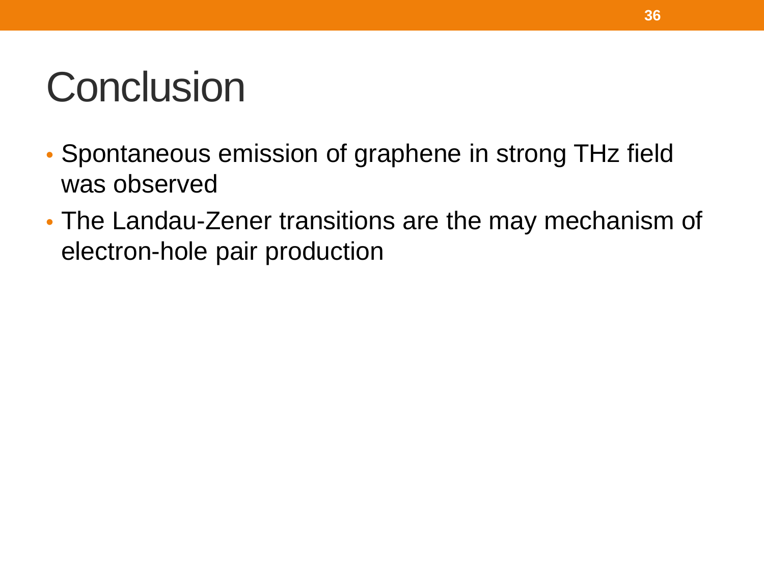# Conclusion

- Spontaneous emission of graphene in strong THz field was observed
- The Landau-Zener transitions are the may mechanism of electron-hole pair production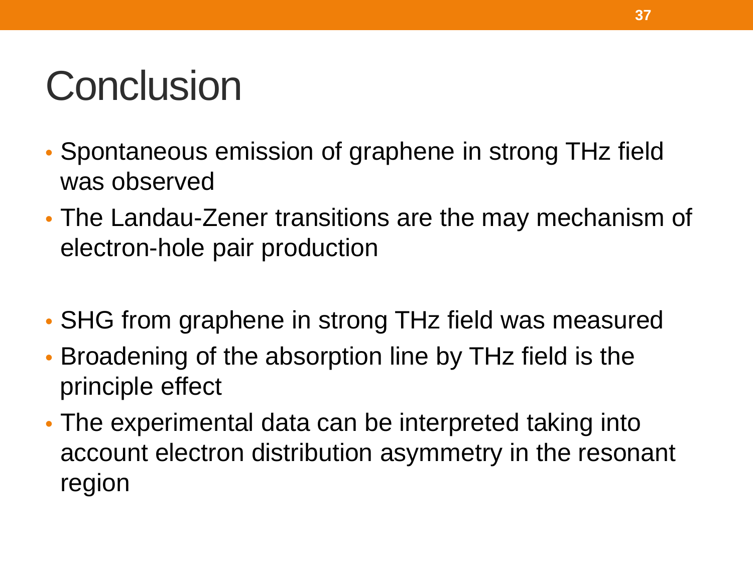# Conclusion

- Spontaneous emission of graphene in strong THz field was observed
- The Landau-Zener transitions are the may mechanism of electron-hole pair production

- SHG from graphene in strong THz field was measured
- Broadening of the absorption line by THz field is the principle effect
- The experimental data can be interpreted taking into account electron distribution asymmetry in the resonant region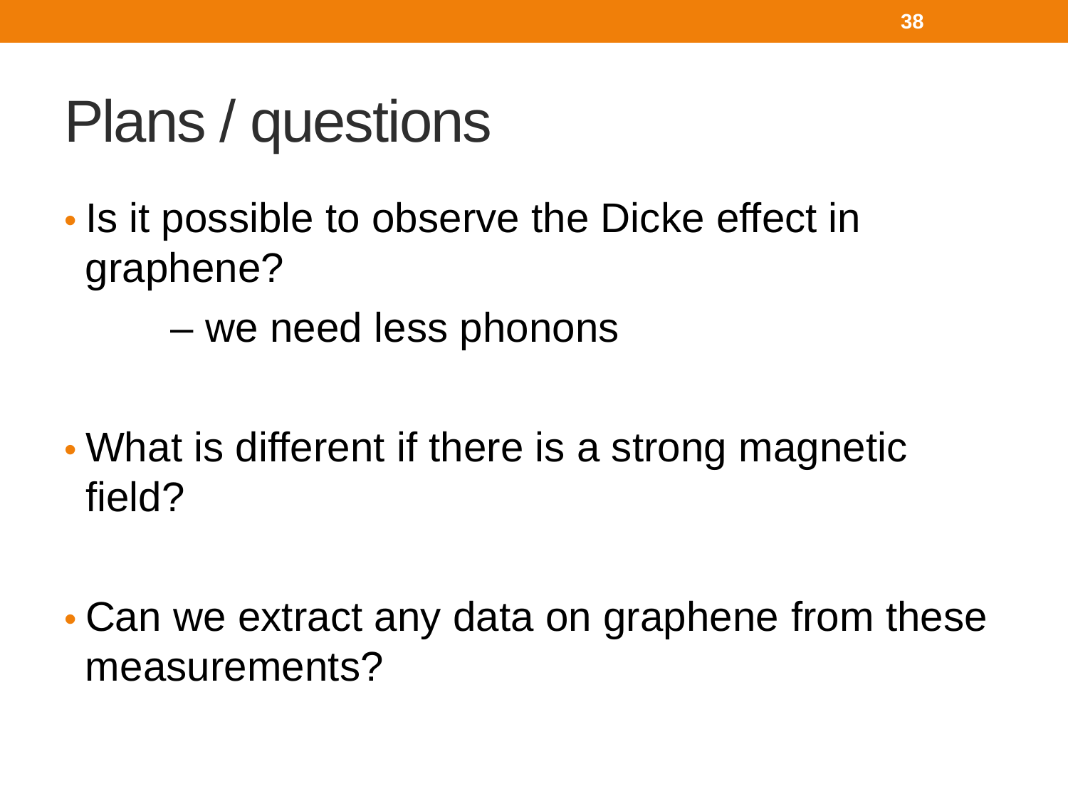# Plans / questions

- Is it possible to observe the Dicke effect in graphene?
  - – we need less phonons

- What is different if there is a strong magnetic field?

- Can we extract any data on graphene from these measurements?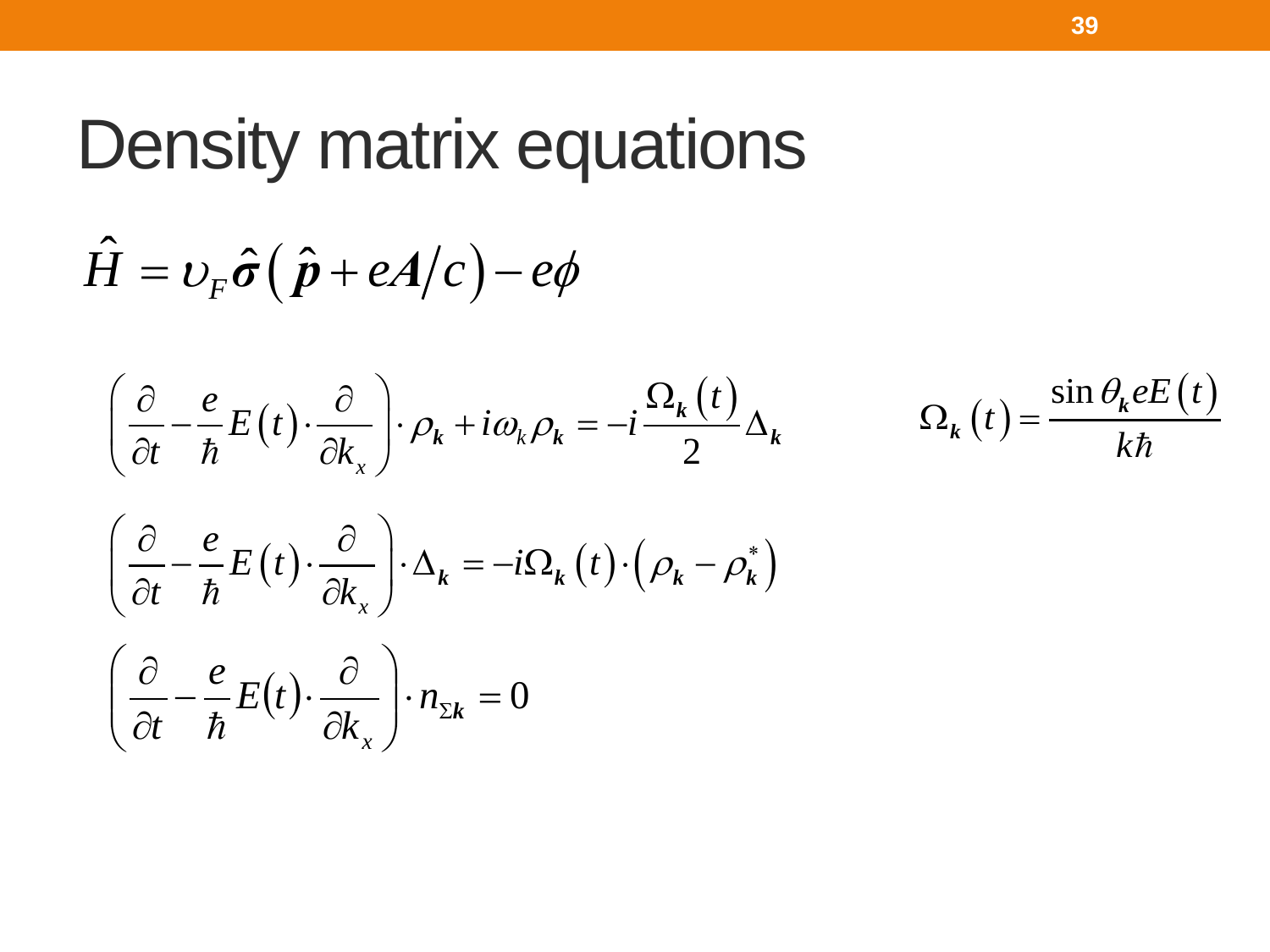# Density matrix equations

$$\hat{H} = \upsilon_F \hat{\boldsymbol{\sigma}} \left( \hat{\boldsymbol{p}} + e\boldsymbol{A}/c \right) - e\phi$$

$$\left( \frac{\partial}{\partial t} - \frac{e}{\hbar} E(t) \cdot \frac{\partial}{\partial k_x} \right) \cdot \rho_{\boldsymbol{k}} + i\omega_k \rho_{\boldsymbol{k}} = -i \frac{\Omega_{\boldsymbol{k}}(t)}{2} \Delta_{\boldsymbol{k}}$$

$$\Omega_{\boldsymbol{k}}(t) = \frac{\sin\theta_{\boldsymbol{k}} eE(t)}{k\hbar}$$

$$\left( \frac{\partial}{\partial t} - \frac{e}{\hbar} E(t) \cdot \frac{\partial}{\partial k_x} \right) \cdot \Delta_{\boldsymbol{k}} = -i\Omega_{\boldsymbol{k}}(t) \cdot \left( \rho_{\boldsymbol{k}} - \rho_{\boldsymbol{k}}^* \right)$$

$$\left( \frac{\partial}{\partial t} - \frac{e}{\hbar} E(t) \cdot \frac{\partial}{\partial k_x} \right) \cdot n_{\Sigma \boldsymbol{k}} = 0$$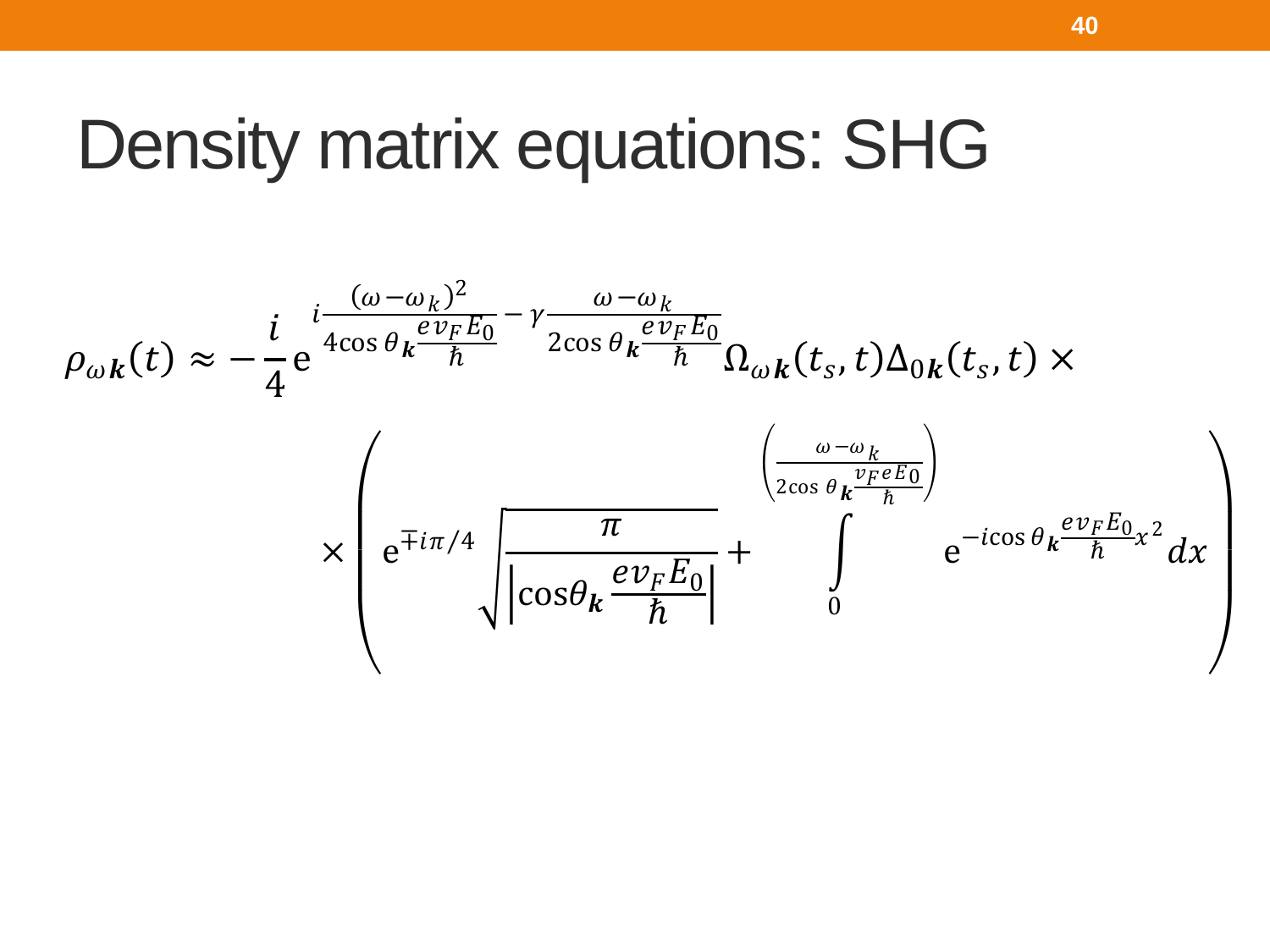# Density matrix equations: SHG

$$\rho_{\omega \boldsymbol{k}}(t) \approx -\frac{i}{4} \mathrm{e}^{i \frac{(\omega-\omega_k)^2}{4\cos\theta_{\boldsymbol{k}} \frac{e v_F E_0}{\hbar}} - \gamma \frac{\omega-\omega_k}{2\cos\theta_{\boldsymbol{k}} \frac{e v_F E_0}{\hbar}}} \Omega_{\omega \boldsymbol{k}}(t_s, t) \Delta_{0\boldsymbol{k}}(t_s, t) \times$$

$$\times \left( \mathrm{e}^{\mp i\pi/4} \sqrt{\frac{\pi}{\left|\cos\theta_{\boldsymbol{k}} \frac{e v_F E_0}{\hbar}\right|}} + \int\limits_0^{\left(\frac{\omega-\omega_k}{2\cos\theta_{\boldsymbol{k}} \frac{v_F e E_0}{\hbar}}\right)} \mathrm{e}^{-i\cos\theta_{\boldsymbol{k}} \frac{e v_F E_0}{\hbar} x^2} dx \right)$$